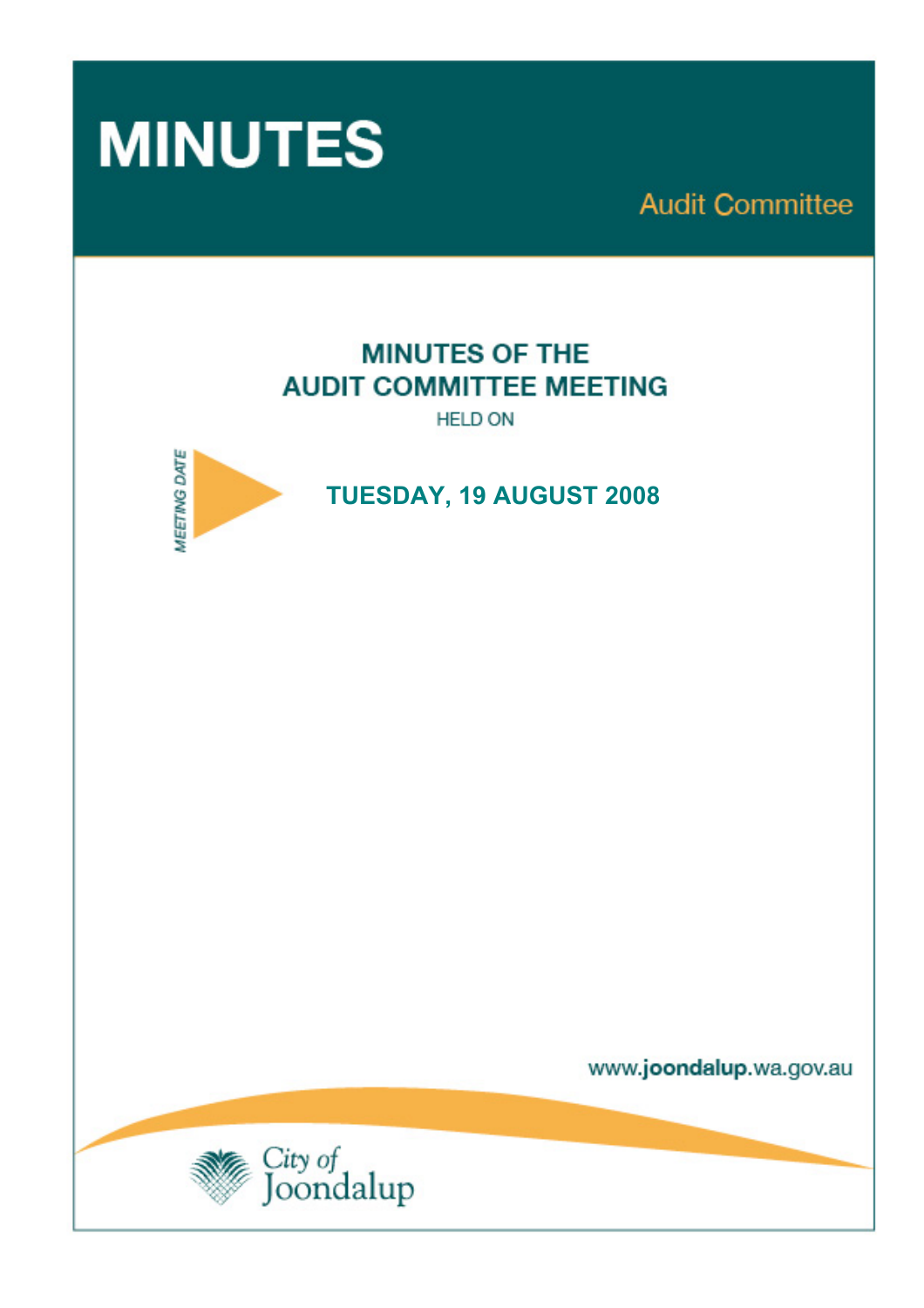# MINUTES

Audit Committee

## MINUTES OF THE AUDIT COMMITTEE MEETING

HELD ON

MEETING DATE

**TUESDAY, 19 AUGUST 2008**

www.joondalup.wa.gov.au

City of Joondalup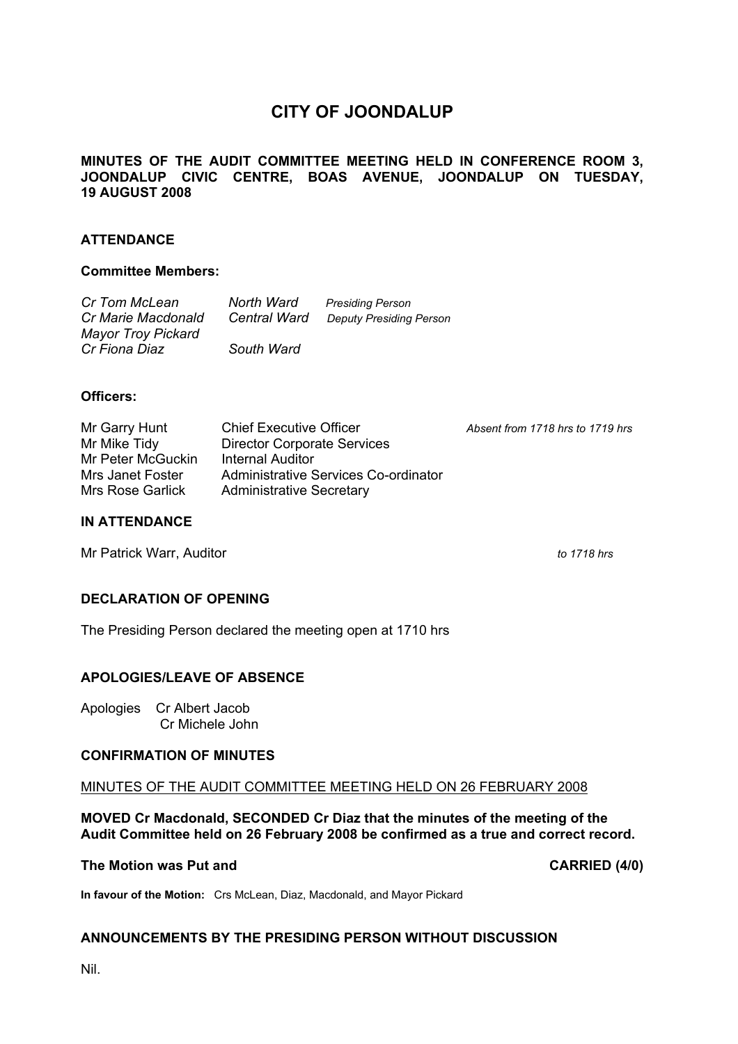# CITY OF JOONDALUP

**MINUTES OF THE AUDIT COMMITTEE MEETING HELD IN CONFERENCE ROOM 3, JOONDALUP CIVIC CENTRE, BOAS AVENUE, JOONDALUP ON TUESDAY, 19 AUGUST 2008**

## ATTENDANCE

### Committee Members:

| | | |
|---|---|---|
| *Cr Tom McLean* | *North Ward* | *Presiding Person* |
| *Cr Marie Macdonald* | *Central Ward* | *Deputy Presiding Person* |
| *Mayor Troy Pickard* | | |
| *Cr Fiona Diaz* | *South Ward* | |

### Officers:

| | | |
|---|---|---|
| Mr Garry Hunt | Chief Executive Officer | *Absent from 1718 hrs to 1719 hrs* |
| Mr Mike Tidy | Director Corporate Services | |
| Mr Peter McGuckin | Internal Auditor | |
| Mrs Janet Foster | Administrative Services Co-ordinator | |
| Mrs Rose Garlick | Administrative Secretary | |

## IN ATTENDANCE

Mr Patrick Warr, Auditor *to 1718 hrs*

## DECLARATION OF OPENING

The Presiding Person declared the meeting open at 1710 hrs

## APOLOGIES/LEAVE OF ABSENCE

Apologies Cr Albert Jacob
Cr Michele John

## CONFIRMATION OF MINUTES

MINUTES OF THE AUDIT COMMITTEE MEETING HELD ON 26 FEBRUARY 2008

**MOVED Cr Macdonald, SECONDED Cr Diaz that the minutes of the meeting of the Audit Committee held on 26 February 2008 be confirmed as a true and correct record.**

**The Motion was Put and CARRIED (4/0)**

**In favour of the Motion:** Crs McLean, Diaz, Macdonald, and Mayor Pickard

## ANNOUNCEMENTS BY THE PRESIDING PERSON WITHOUT DISCUSSION

Nil.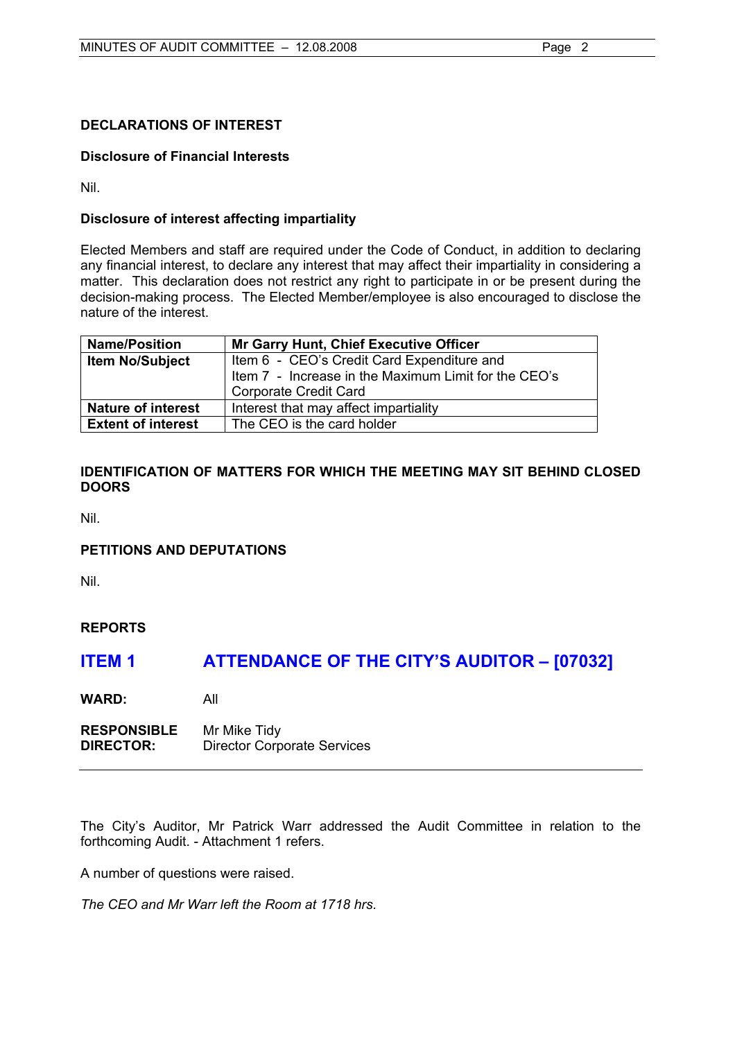## DECLARATIONS OF INTEREST

### Disclosure of Financial Interests

Nil.

### Disclosure of interest affecting impartiality

Elected Members and staff are required under the Code of Conduct, in addition to declaring any financial interest, to declare any interest that may affect their impartiality in considering a matter. This declaration does not restrict any right to participate in or be present during the decision-making process. The Elected Member/employee is also encouraged to disclose the nature of the interest.

| **Name/Position** | **Mr Garry Hunt, Chief Executive Officer** |
|---|---|
| **Item No/Subject** | Item 6 - CEO's Credit Card Expenditure and Item 7 - Increase in the Maximum Limit for the CEO's Corporate Credit Card |
| **Nature of interest** | Interest that may affect impartiality |
| **Extent of interest** | The CEO is the card holder |

## IDENTIFICATION OF MATTERS FOR WHICH THE MEETING MAY SIT BEHIND CLOSED DOORS

Nil.

## PETITIONS AND DEPUTATIONS

Nil.

## REPORTS

# ITEM 1 ATTENDANCE OF THE CITY'S AUDITOR – [07032]

**WARD:** All

**RESPONSIBLE DIRECTOR:** Mr Mike Tidy
Director Corporate Services

---

The City's Auditor, Mr Patrick Warr addressed the Audit Committee in relation to the forthcoming Audit. - Attachment 1 refers.

A number of questions were raised.

*The CEO and Mr Warr left the Room at 1718 hrs.*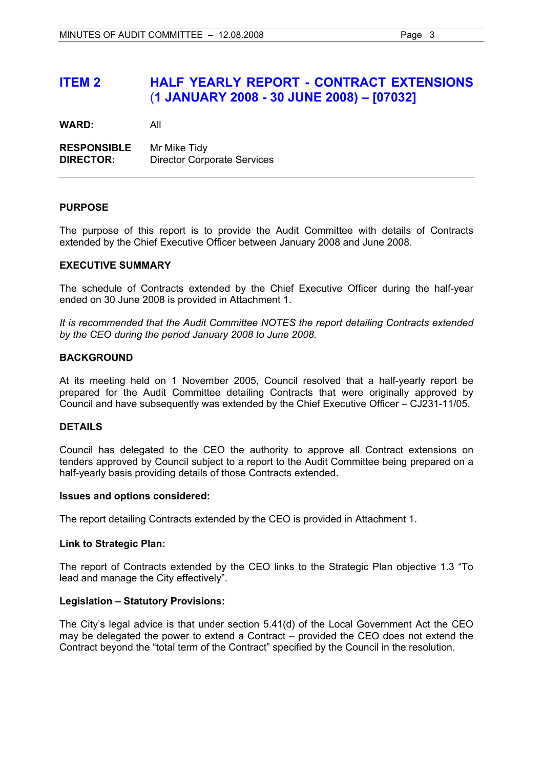# ITEM 2 HALF YEARLY REPORT - CONTRACT EXTENSIONS (1 JANUARY 2008 - 30 JUNE 2008) – [07032]

**WARD:** All

**RESPONSIBLE DIRECTOR:** Mr Mike Tidy
Director Corporate Services

---

## PURPOSE

The purpose of this report is to provide the Audit Committee with details of Contracts extended by the Chief Executive Officer between January 2008 and June 2008.

## EXECUTIVE SUMMARY

The schedule of Contracts extended by the Chief Executive Officer during the half-year ended on 30 June 2008 is provided in Attachment 1.

*It is recommended that the Audit Committee NOTES the report detailing Contracts extended by the CEO during the period January 2008 to June 2008.*

## BACKGROUND

At its meeting held on 1 November 2005, Council resolved that a half-yearly report be prepared for the Audit Committee detailing Contracts that were originally approved by Council and have subsequently was extended by the Chief Executive Officer – CJ231-11/05.

## DETAILS

Council has delegated to the CEO the authority to approve all Contract extensions on tenders approved by Council subject to a report to the Audit Committee being prepared on a half-yearly basis providing details of those Contracts extended.

### Issues and options considered:

The report detailing Contracts extended by the CEO is provided in Attachment 1.

### Link to Strategic Plan:

The report of Contracts extended by the CEO links to the Strategic Plan objective 1.3 "To lead and manage the City effectively".

### Legislation – Statutory Provisions:

The City's legal advice is that under section 5.41(d) of the Local Government Act the CEO may be delegated the power to extend a Contract – provided the CEO does not extend the Contract beyond the "total term of the Contract" specified by the Council in the resolution.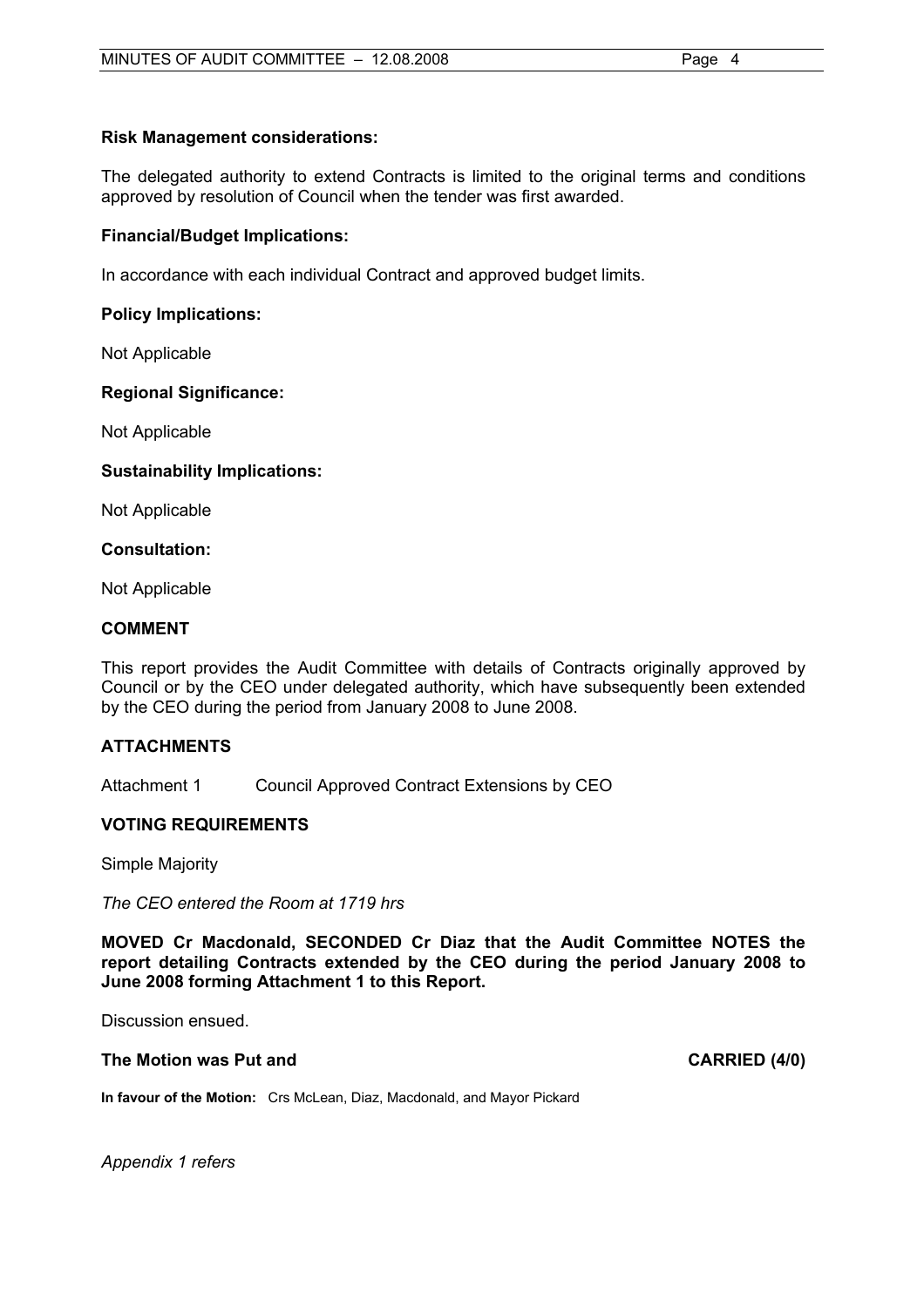**Risk Management considerations:**

The delegated authority to extend Contracts is limited to the original terms and conditions approved by resolution of Council when the tender was first awarded.

**Financial/Budget Implications:**

In accordance with each individual Contract and approved budget limits.

**Policy Implications:**

Not Applicable

**Regional Significance:**

Not Applicable

**Sustainability Implications:**

Not Applicable

**Consultation:**

Not Applicable

## COMMENT

This report provides the Audit Committee with details of Contracts originally approved by Council or by the CEO under delegated authority, which have subsequently been extended by the CEO during the period from January 2008 to June 2008.

## ATTACHMENTS

Attachment 1 Council Approved Contract Extensions by CEO

## VOTING REQUIREMENTS

Simple Majority

*The CEO entered the Room at 1719 hrs*

**MOVED Cr Macdonald, SECONDED Cr Diaz that the Audit Committee NOTES the report detailing Contracts extended by the CEO during the period January 2008 to June 2008 forming Attachment 1 to this Report.**

Discussion ensued.

**The Motion was Put and CARRIED (4/0)**

**In favour of the Motion:** Crs McLean, Diaz, Macdonald, and Mayor Pickard

*Appendix 1 refers*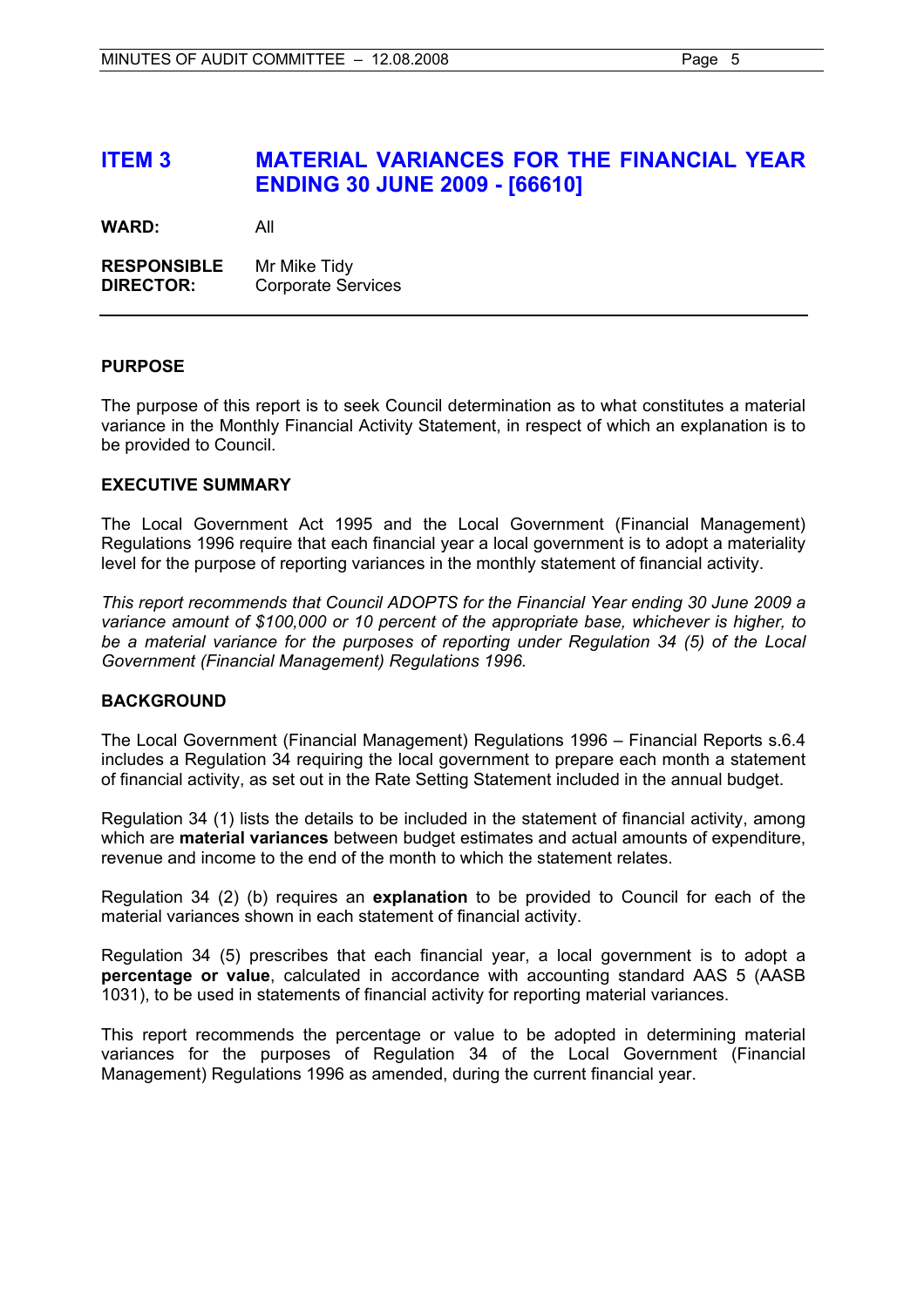## ITEM 3 MATERIAL VARIANCES FOR THE FINANCIAL YEAR ENDING 30 JUNE 2009 - [66610]

**WARD:** All

**RESPONSIBLE DIRECTOR:** Mr Mike Tidy
Corporate Services

---

### PURPOSE

The purpose of this report is to seek Council determination as to what constitutes a material variance in the Monthly Financial Activity Statement, in respect of which an explanation is to be provided to Council.

### EXECUTIVE SUMMARY

The Local Government Act 1995 and the Local Government (Financial Management) Regulations 1996 require that each financial year a local government is to adopt a materiality level for the purpose of reporting variances in the monthly statement of financial activity.

*This report recommends that Council ADOPTS for the Financial Year ending 30 June 2009 a variance amount of $100,000 or 10 percent of the appropriate base, whichever is higher, to be a material variance for the purposes of reporting under Regulation 34 (5) of the Local Government (Financial Management) Regulations 1996.*

### BACKGROUND

The Local Government (Financial Management) Regulations 1996 – Financial Reports s.6.4 includes a Regulation 34 requiring the local government to prepare each month a statement of financial activity, as set out in the Rate Setting Statement included in the annual budget.

Regulation 34 (1) lists the details to be included in the statement of financial activity, among which are **material variances** between budget estimates and actual amounts of expenditure, revenue and income to the end of the month to which the statement relates.

Regulation 34 (2) (b) requires an **explanation** to be provided to Council for each of the material variances shown in each statement of financial activity.

Regulation 34 (5) prescribes that each financial year, a local government is to adopt a **percentage or value**, calculated in accordance with accounting standard AAS 5 (AASB 1031), to be used in statements of financial activity for reporting material variances.

This report recommends the percentage or value to be adopted in determining material variances for the purposes of Regulation 34 of the Local Government (Financial Management) Regulations 1996 as amended, during the current financial year.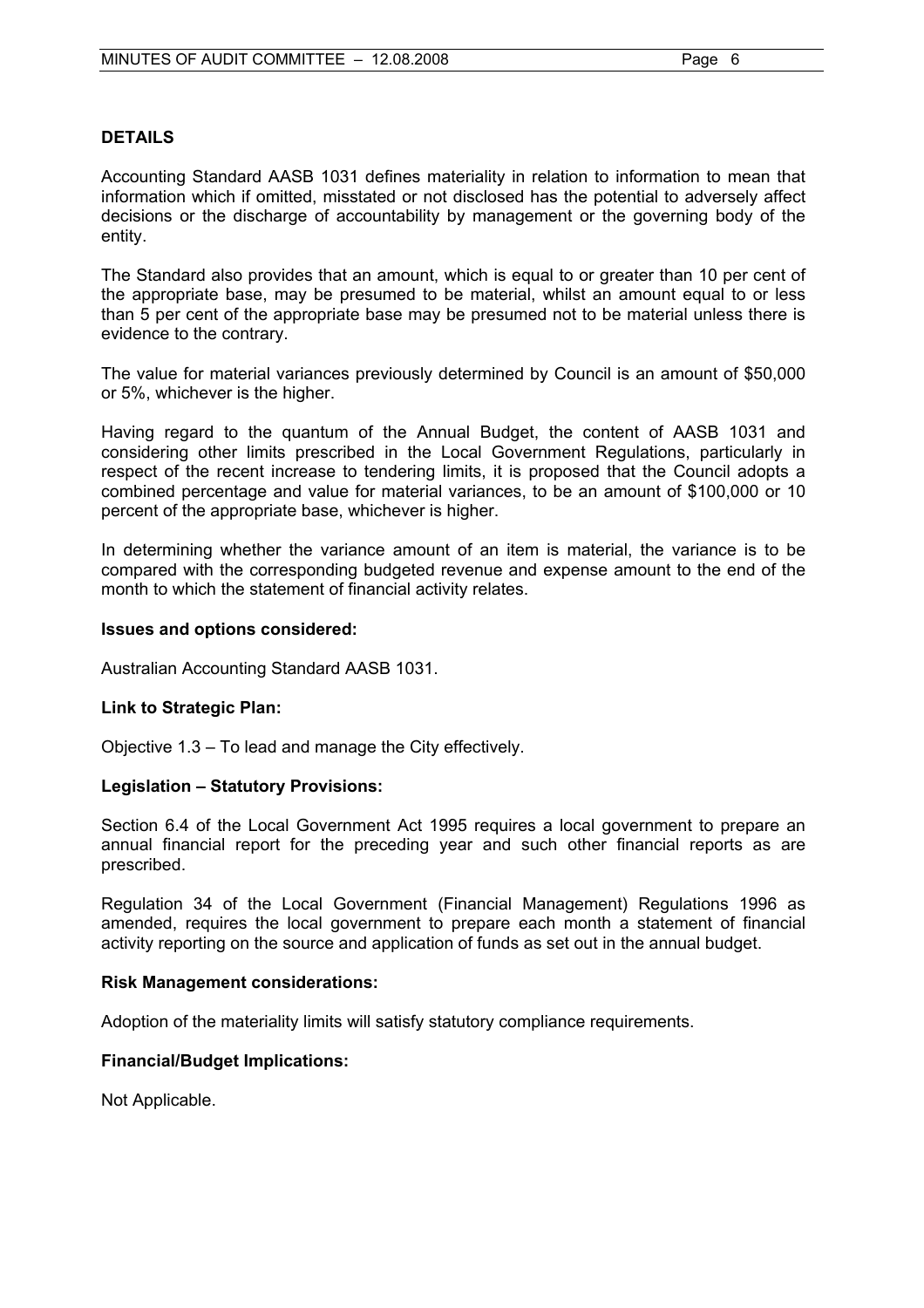## DETAILS

Accounting Standard AASB 1031 defines materiality in relation to information to mean that information which if omitted, misstated or not disclosed has the potential to adversely affect decisions or the discharge of accountability by management or the governing body of the entity.

The Standard also provides that an amount, which is equal to or greater than 10 per cent of the appropriate base, may be presumed to be material, whilst an amount equal to or less than 5 per cent of the appropriate base may be presumed not to be material unless there is evidence to the contrary.

The value for material variances previously determined by Council is an amount of $50,000 or 5%, whichever is the higher.

Having regard to the quantum of the Annual Budget, the content of AASB 1031 and considering other limits prescribed in the Local Government Regulations, particularly in respect of the recent increase to tendering limits, it is proposed that the Council adopts a combined percentage and value for material variances, to be an amount of $100,000 or 10 percent of the appropriate base, whichever is higher.

In determining whether the variance amount of an item is material, the variance is to be compared with the corresponding budgeted revenue and expense amount to the end of the month to which the statement of financial activity relates.

### Issues and options considered:

Australian Accounting Standard AASB 1031.

### Link to Strategic Plan:

Objective 1.3 – To lead and manage the City effectively.

### Legislation – Statutory Provisions:

Section 6.4 of the Local Government Act 1995 requires a local government to prepare an annual financial report for the preceding year and such other financial reports as are prescribed.

Regulation 34 of the Local Government (Financial Management) Regulations 1996 as amended, requires the local government to prepare each month a statement of financial activity reporting on the source and application of funds as set out in the annual budget.

### Risk Management considerations:

Adoption of the materiality limits will satisfy statutory compliance requirements.

### Financial/Budget Implications:

Not Applicable.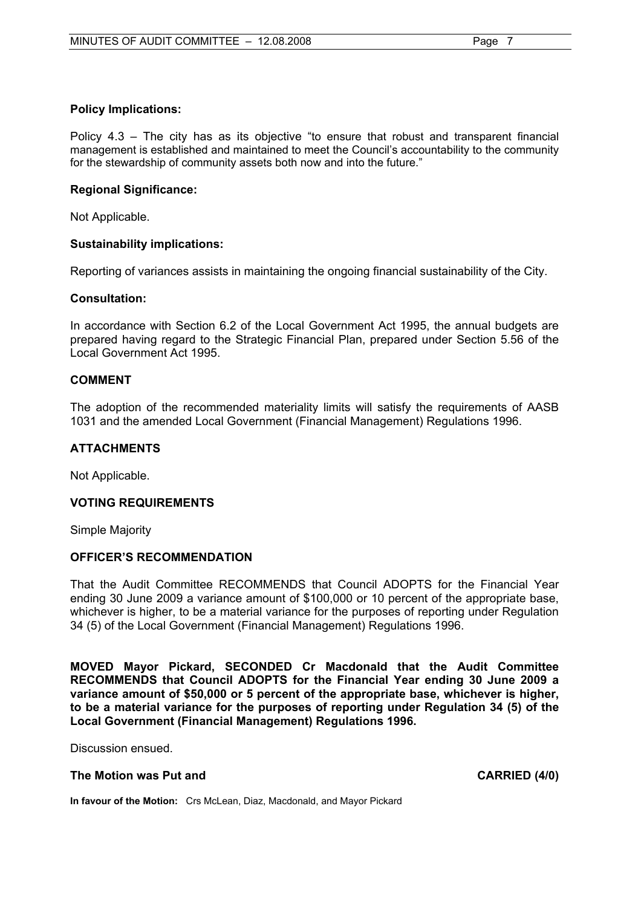**Policy Implications:**

Policy 4.3 – The city has as its objective "to ensure that robust and transparent financial management is established and maintained to meet the Council's accountability to the community for the stewardship of community assets both now and into the future."

**Regional Significance:**

Not Applicable.

**Sustainability implications:**

Reporting of variances assists in maintaining the ongoing financial sustainability of the City.

**Consultation:**

In accordance with Section 6.2 of the Local Government Act 1995, the annual budgets are prepared having regard to the Strategic Financial Plan, prepared under Section 5.56 of the Local Government Act 1995.

## COMMENT

The adoption of the recommended materiality limits will satisfy the requirements of AASB 1031 and the amended Local Government (Financial Management) Regulations 1996.

## ATTACHMENTS

Not Applicable.

## VOTING REQUIREMENTS

Simple Majority

## OFFICER'S RECOMMENDATION

That the Audit Committee RECOMMENDS that Council ADOPTS for the Financial Year ending 30 June 2009 a variance amount of $100,000 or 10 percent of the appropriate base, whichever is higher, to be a material variance for the purposes of reporting under Regulation 34 (5) of the Local Government (Financial Management) Regulations 1996.

**MOVED Mayor Pickard, SECONDED Cr Macdonald that the Audit Committee RECOMMENDS that Council ADOPTS for the Financial Year ending 30 June 2009 a variance amount of $50,000 or 5 percent of the appropriate base, whichever is higher, to be a material variance for the purposes of reporting under Regulation 34 (5) of the Local Government (Financial Management) Regulations 1996.**

Discussion ensued.

**The Motion was Put and CARRIED (4/0)**

**In favour of the Motion:** Crs McLean, Diaz, Macdonald, and Mayor Pickard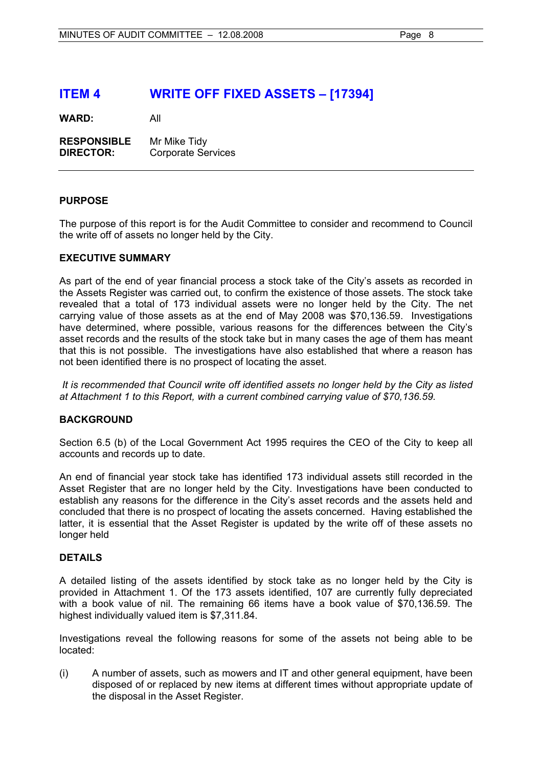## ITEM 4 WRITE OFF FIXED ASSETS – [17394]

**WARD:** All

**RESPONSIBLE DIRECTOR:** Mr Mike Tidy
Corporate Services

---

### PURPOSE

The purpose of this report is for the Audit Committee to consider and recommend to Council the write off of assets no longer held by the City.

### EXECUTIVE SUMMARY

As part of the end of year financial process a stock take of the City's assets as recorded in the Assets Register was carried out, to confirm the existence of those assets. The stock take revealed that a total of 173 individual assets were no longer held by the City. The net carrying value of those assets as at the end of May 2008 was $70,136.59. Investigations have determined, where possible, various reasons for the differences between the City's asset records and the results of the stock take but in many cases the age of them has meant that this is not possible. The investigations have also established that where a reason has not been identified there is no prospect of locating the asset.

*It is recommended that Council write off identified assets no longer held by the City as listed at Attachment 1 to this Report, with a current combined carrying value of $70,136.59.*

### BACKGROUND

Section 6.5 (b) of the Local Government Act 1995 requires the CEO of the City to keep all accounts and records up to date.

An end of financial year stock take has identified 173 individual assets still recorded in the Asset Register that are no longer held by the City. Investigations have been conducted to establish any reasons for the difference in the City's asset records and the assets held and concluded that there is no prospect of locating the assets concerned. Having established the latter, it is essential that the Asset Register is updated by the write off of these assets no longer held

### DETAILS

A detailed listing of the assets identified by stock take as no longer held by the City is provided in Attachment 1. Of the 173 assets identified, 107 are currently fully depreciated with a book value of nil. The remaining 66 items have a book value of $70,136.59. The highest individually valued item is $7,311.84.

Investigations reveal the following reasons for some of the assets not being able to be located:

(i) A number of assets, such as mowers and IT and other general equipment, have been disposed of or replaced by new items at different times without appropriate update of the disposal in the Asset Register.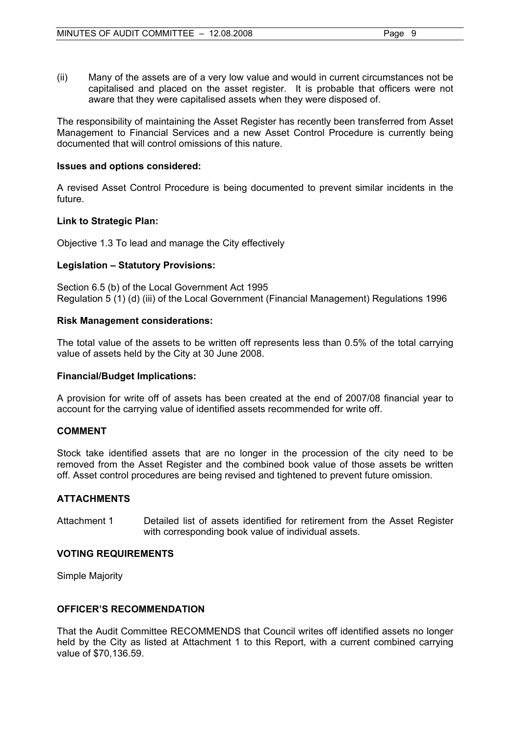(ii) Many of the assets are of a very low value and would in current circumstances not be capitalised and placed on the asset register. It is probable that officers were not aware that they were capitalised assets when they were disposed of.

The responsibility of maintaining the Asset Register has recently been transferred from Asset Management to Financial Services and a new Asset Control Procedure is currently being documented that will control omissions of this nature.

**Issues and options considered:**

A revised Asset Control Procedure is being documented to prevent similar incidents in the future.

**Link to Strategic Plan:**

Objective 1.3 To lead and manage the City effectively

**Legislation – Statutory Provisions:**

Section 6.5 (b) of the Local Government Act 1995
Regulation 5 (1) (d) (iii) of the Local Government (Financial Management) Regulations 1996

**Risk Management considerations:**

The total value of the assets to be written off represents less than 0.5% of the total carrying value of assets held by the City at 30 June 2008.

**Financial/Budget Implications:**

A provision for write off of assets has been created at the end of 2007/08 financial year to account for the carrying value of identified assets recommended for write off.

**COMMENT**

Stock take identified assets that are no longer in the procession of the city need to be removed from the Asset Register and the combined book value of those assets be written off. Asset control procedures are being revised and tightened to prevent future omission.

**ATTACHMENTS**

Attachment 1 Detailed list of assets identified for retirement from the Asset Register with corresponding book value of individual assets.

**VOTING REQUIREMENTS**

Simple Majority

**OFFICER'S RECOMMENDATION**

That the Audit Committee RECOMMENDS that Council writes off identified assets no longer held by the City as listed at Attachment 1 to this Report, with a current combined carrying value of $70,136.59.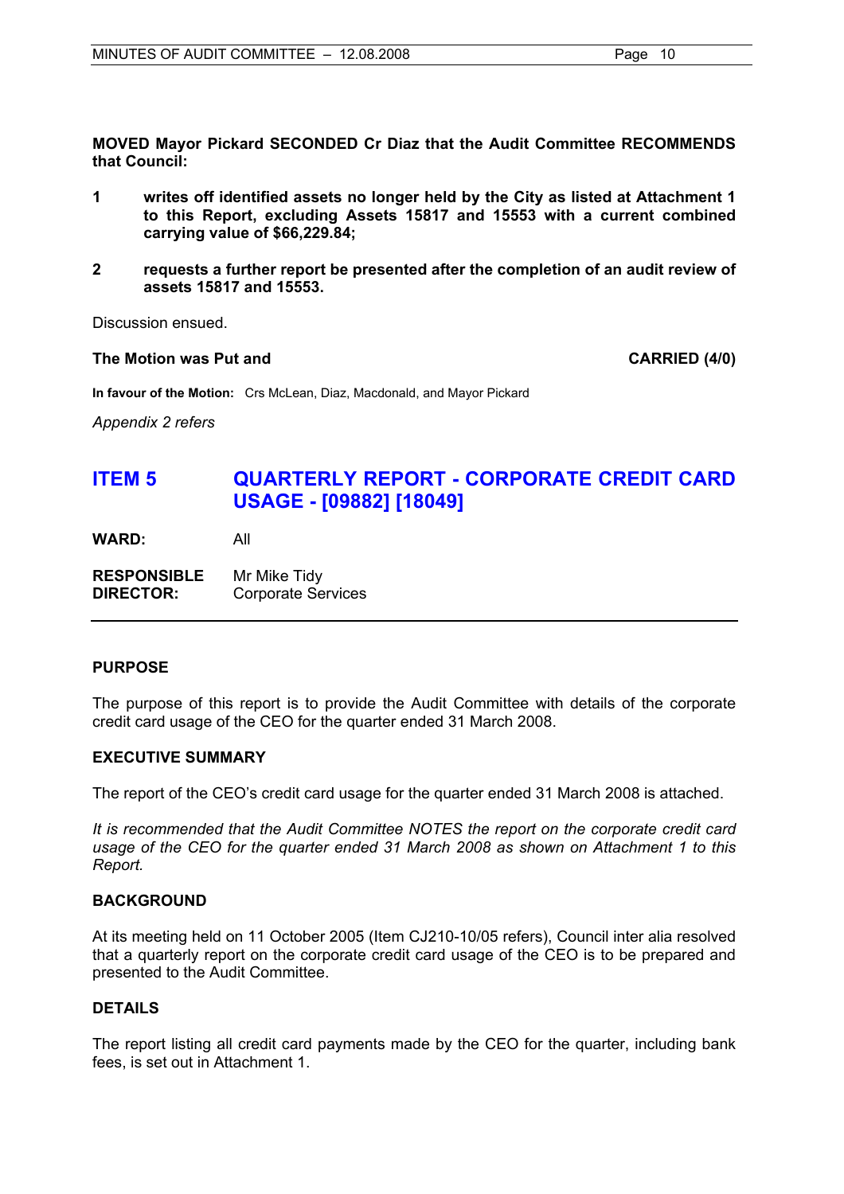**MOVED Mayor Pickard SECONDED Cr Diaz that the Audit Committee RECOMMENDS that Council:**

1. **writes off identified assets no longer held by the City as listed at Attachment 1 to this Report, excluding Assets 15817 and 15553 with a current combined carrying value of $66,229.84;**

2. **requests a further report be presented after the completion of an audit review of assets 15817 and 15553.**

Discussion ensued.

**The Motion was Put and** **CARRIED (4/0)**

**In favour of the Motion:** Crs McLean, Diaz, Macdonald, and Mayor Pickard

*Appendix 2 refers*

## ITEM 5 QUARTERLY REPORT - CORPORATE CREDIT CARD USAGE - [09882] [18049]

**WARD:** All

**RESPONSIBLE DIRECTOR:** Mr Mike Tidy, Corporate Services

---

### PURPOSE

The purpose of this report is to provide the Audit Committee with details of the corporate credit card usage of the CEO for the quarter ended 31 March 2008.

### EXECUTIVE SUMMARY

The report of the CEO's credit card usage for the quarter ended 31 March 2008 is attached.

*It is recommended that the Audit Committee NOTES the report on the corporate credit card usage of the CEO for the quarter ended 31 March 2008 as shown on Attachment 1 to this Report.*

### BACKGROUND

At its meeting held on 11 October 2005 (Item CJ210-10/05 refers), Council inter alia resolved that a quarterly report on the corporate credit card usage of the CEO is to be prepared and presented to the Audit Committee.

### DETAILS

The report listing all credit card payments made by the CEO for the quarter, including bank fees, is set out in Attachment 1.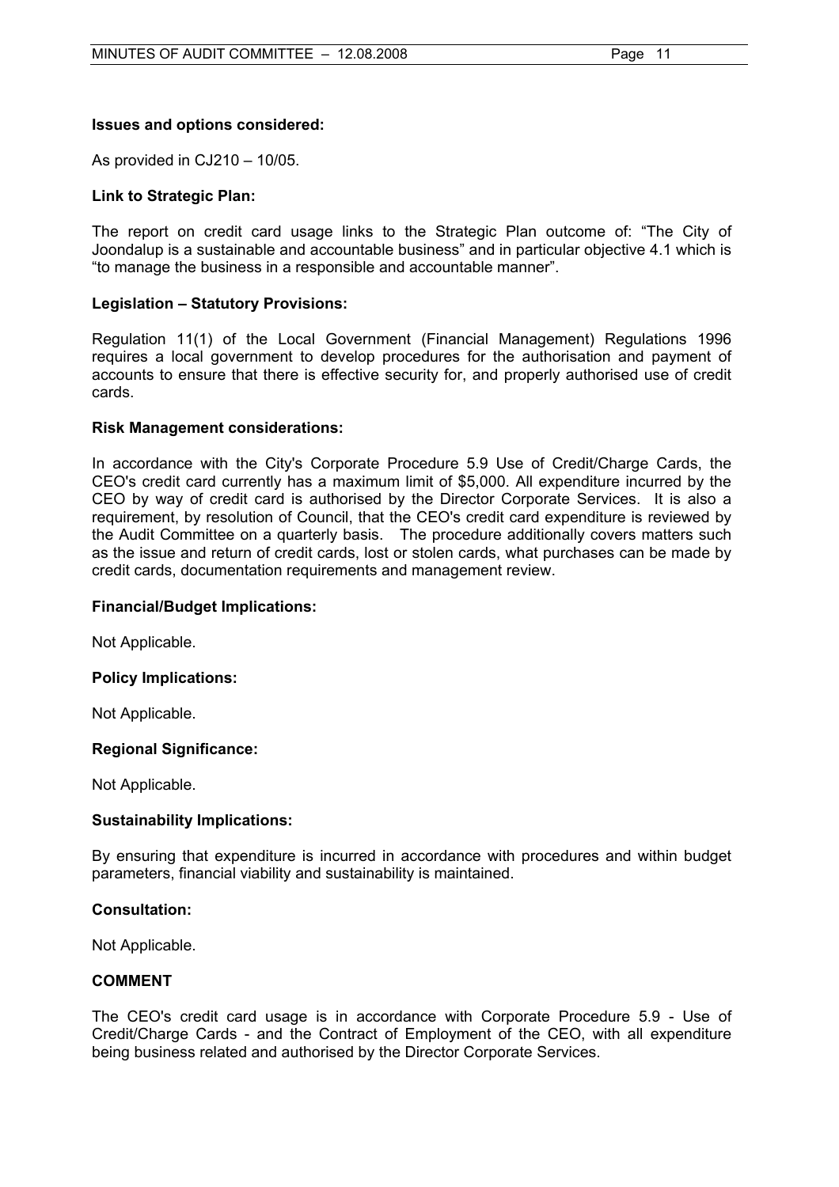**Issues and options considered:**

As provided in CJ210 – 10/05.

**Link to Strategic Plan:**

The report on credit card usage links to the Strategic Plan outcome of: "The City of Joondalup is a sustainable and accountable business" and in particular objective 4.1 which is "to manage the business in a responsible and accountable manner".

**Legislation – Statutory Provisions:**

Regulation 11(1) of the Local Government (Financial Management) Regulations 1996 requires a local government to develop procedures for the authorisation and payment of accounts to ensure that there is effective security for, and properly authorised use of credit cards.

**Risk Management considerations:**

In accordance with the City's Corporate Procedure 5.9 Use of Credit/Charge Cards, the CEO's credit card currently has a maximum limit of $5,000. All expenditure incurred by the CEO by way of credit card is authorised by the Director Corporate Services. It is also a requirement, by resolution of Council, that the CEO's credit card expenditure is reviewed by the Audit Committee on a quarterly basis. The procedure additionally covers matters such as the issue and return of credit cards, lost or stolen cards, what purchases can be made by credit cards, documentation requirements and management review.

**Financial/Budget Implications:**

Not Applicable.

**Policy Implications:**

Not Applicable.

**Regional Significance:**

Not Applicable.

**Sustainability Implications:**

By ensuring that expenditure is incurred in accordance with procedures and within budget parameters, financial viability and sustainability is maintained.

**Consultation:**

Not Applicable.

**COMMENT**

The CEO's credit card usage is in accordance with Corporate Procedure 5.9 - Use of Credit/Charge Cards - and the Contract of Employment of the CEO, with all expenditure being business related and authorised by the Director Corporate Services.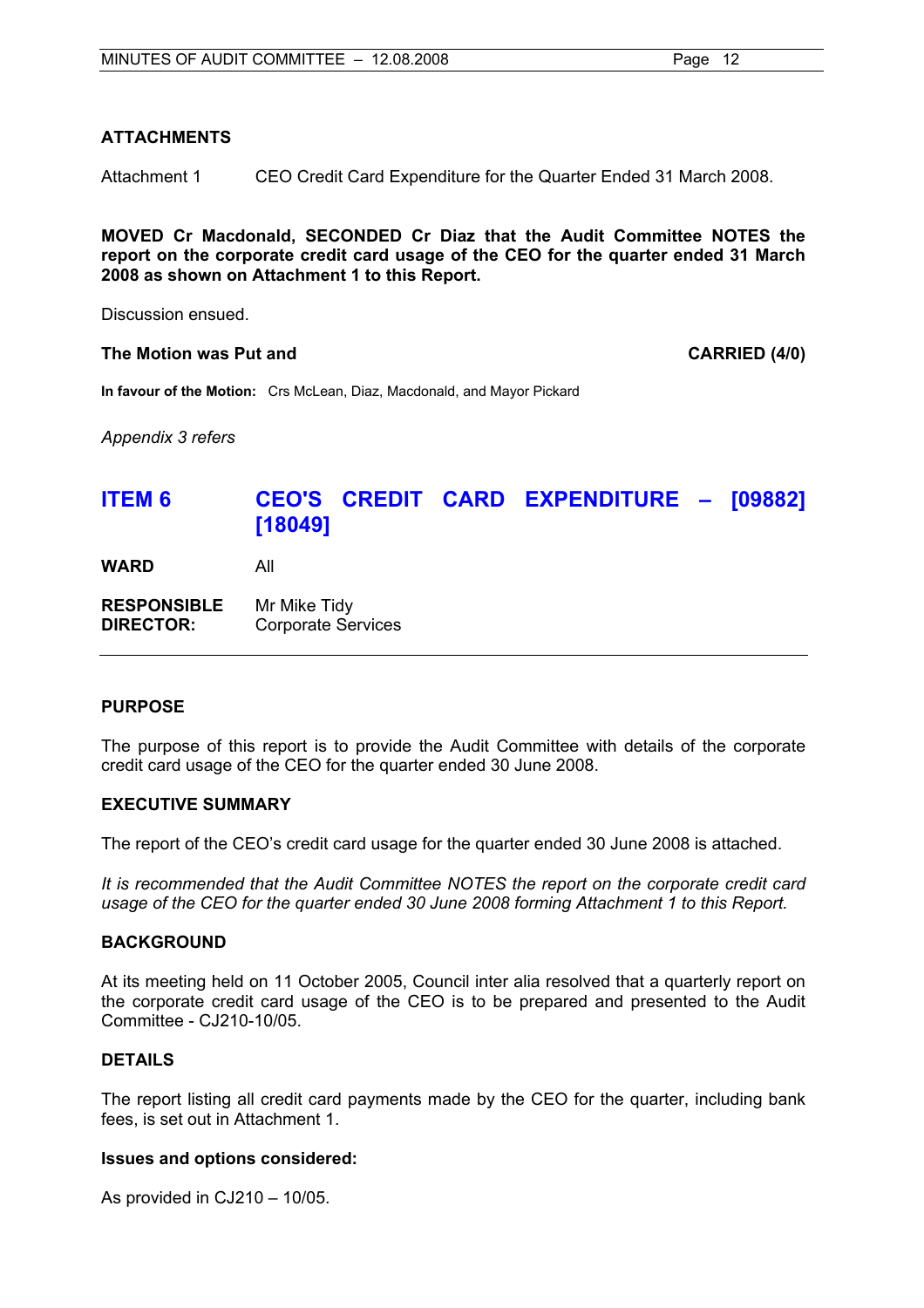## ATTACHMENTS

Attachment 1 CEO Credit Card Expenditure for the Quarter Ended 31 March 2008.

**MOVED Cr Macdonald, SECONDED Cr Diaz that the Audit Committee NOTES the report on the corporate credit card usage of the CEO for the quarter ended 31 March 2008 as shown on Attachment 1 to this Report.**

Discussion ensued.

**The Motion was Put and** **CARRIED (4/0)**

**In favour of the Motion:** Crs McLean, Diaz, Macdonald, and Mayor Pickard

*Appendix 3 refers*

# ITEM 6 CEO'S CREDIT CARD EXPENDITURE – [09882] [18049]

**WARD** All

**RESPONSIBLE DIRECTOR:** Mr Mike Tidy
Corporate Services

---

## PURPOSE

The purpose of this report is to provide the Audit Committee with details of the corporate credit card usage of the CEO for the quarter ended 30 June 2008.

## EXECUTIVE SUMMARY

The report of the CEO's credit card usage for the quarter ended 30 June 2008 is attached.

*It is recommended that the Audit Committee NOTES the report on the corporate credit card usage of the CEO for the quarter ended 30 June 2008 forming Attachment 1 to this Report.*

## BACKGROUND

At its meeting held on 11 October 2005, Council inter alia resolved that a quarterly report on the corporate credit card usage of the CEO is to be prepared and presented to the Audit Committee - CJ210-10/05.

## DETAILS

The report listing all credit card payments made by the CEO for the quarter, including bank fees, is set out in Attachment 1.

### Issues and options considered:

As provided in CJ210 – 10/05.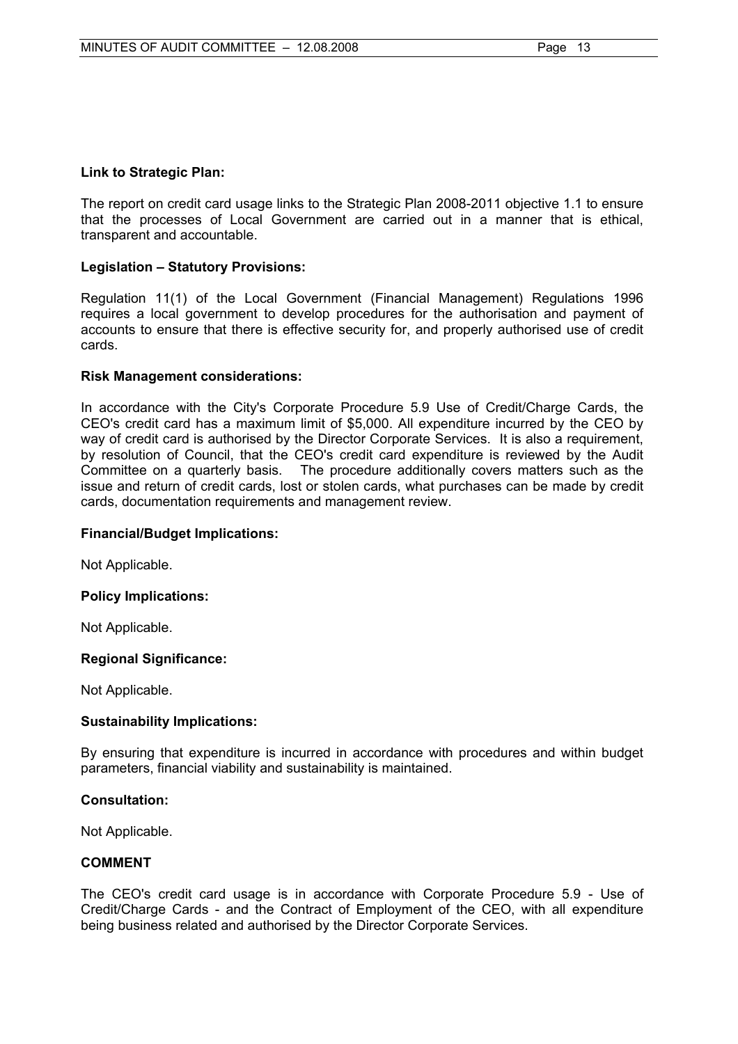**Link to Strategic Plan:**

The report on credit card usage links to the Strategic Plan 2008-2011 objective 1.1 to ensure that the processes of Local Government are carried out in a manner that is ethical, transparent and accountable.

**Legislation – Statutory Provisions:**

Regulation 11(1) of the Local Government (Financial Management) Regulations 1996 requires a local government to develop procedures for the authorisation and payment of accounts to ensure that there is effective security for, and properly authorised use of credit cards.

**Risk Management considerations:**

In accordance with the City's Corporate Procedure 5.9 Use of Credit/Charge Cards, the CEO's credit card has a maximum limit of $5,000. All expenditure incurred by the CEO by way of credit card is authorised by the Director Corporate Services. It is also a requirement, by resolution of Council, that the CEO's credit card expenditure is reviewed by the Audit Committee on a quarterly basis. The procedure additionally covers matters such as the issue and return of credit cards, lost or stolen cards, what purchases can be made by credit cards, documentation requirements and management review.

**Financial/Budget Implications:**

Not Applicable.

**Policy Implications:**

Not Applicable.

**Regional Significance:**

Not Applicable.

**Sustainability Implications:**

By ensuring that expenditure is incurred in accordance with procedures and within budget parameters, financial viability and sustainability is maintained.

**Consultation:**

Not Applicable.

**COMMENT**

The CEO's credit card usage is in accordance with Corporate Procedure 5.9 - Use of Credit/Charge Cards - and the Contract of Employment of the CEO, with all expenditure being business related and authorised by the Director Corporate Services.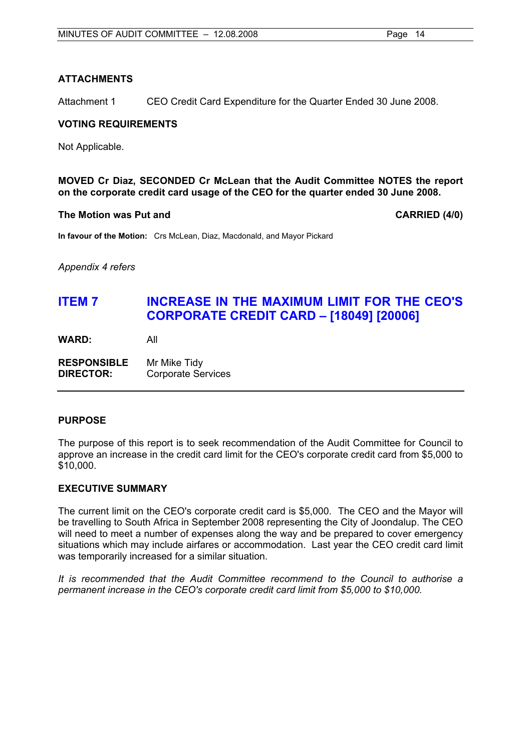**ATTACHMENTS**

Attachment 1 CEO Credit Card Expenditure for the Quarter Ended 30 June 2008.

**VOTING REQUIREMENTS**

Not Applicable.

**MOVED Cr Diaz, SECONDED Cr McLean that the Audit Committee NOTES the report on the corporate credit card usage of the CEO for the quarter ended 30 June 2008.**

**The Motion was Put and CARRIED (4/0)**

**In favour of the Motion:** Crs McLean, Diaz, Macdonald, and Mayor Pickard

*Appendix 4 refers*

## ITEM 7 INCREASE IN THE MAXIMUM LIMIT FOR THE CEO'S CORPORATE CREDIT CARD – [18049] [20006]

**WARD:** All

**RESPONSIBLE DIRECTOR:** Mr Mike Tidy, Corporate Services

**PURPOSE**

The purpose of this report is to seek recommendation of the Audit Committee for Council to approve an increase in the credit card limit for the CEO's corporate credit card from $5,000 to $10,000.

**EXECUTIVE SUMMARY**

The current limit on the CEO's corporate credit card is $5,000. The CEO and the Mayor will be travelling to South Africa in September 2008 representing the City of Joondalup. The CEO will need to meet a number of expenses along the way and be prepared to cover emergency situations which may include airfares or accommodation. Last year the CEO credit card limit was temporarily increased for a similar situation.

*It is recommended that the Audit Committee recommend to the Council to authorise a permanent increase in the CEO's corporate credit card limit from $5,000 to $10,000.*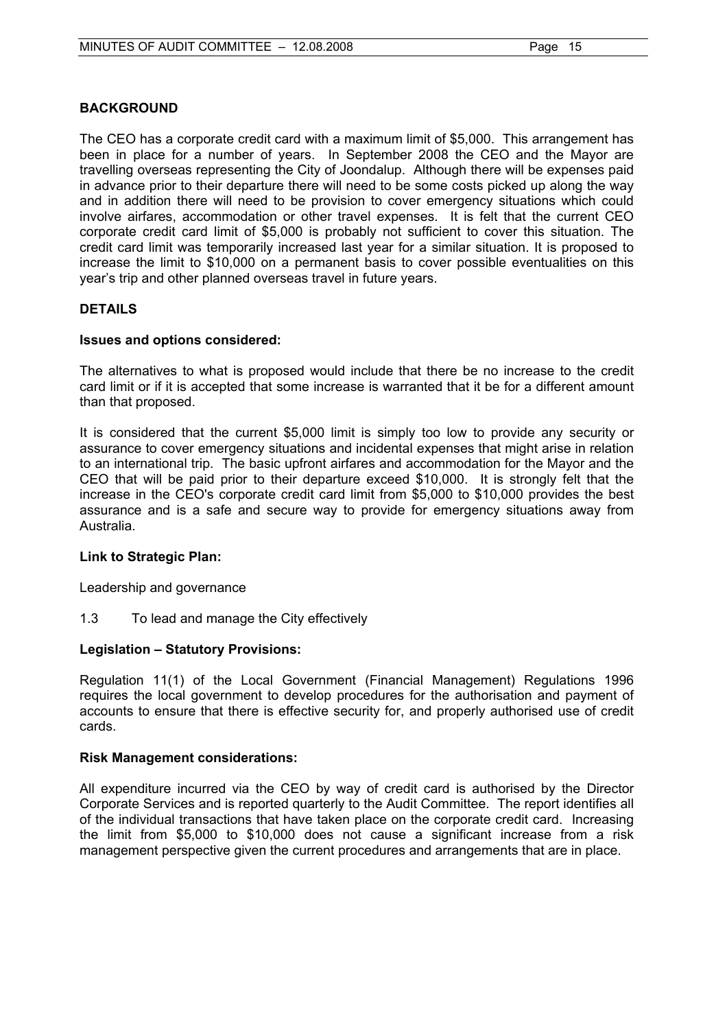## BACKGROUND

The CEO has a corporate credit card with a maximum limit of $5,000. This arrangement has been in place for a number of years. In September 2008 the CEO and the Mayor are travelling overseas representing the City of Joondalup. Although there will be expenses paid in advance prior to their departure there will need to be some costs picked up along the way and in addition there will need to be provision to cover emergency situations which could involve airfares, accommodation or other travel expenses. It is felt that the current CEO corporate credit card limit of $5,000 is probably not sufficient to cover this situation. The credit card limit was temporarily increased last year for a similar situation. It is proposed to increase the limit to $10,000 on a permanent basis to cover possible eventualities on this year's trip and other planned overseas travel in future years.

## DETAILS

### Issues and options considered:

The alternatives to what is proposed would include that there be no increase to the credit card limit or if it is accepted that some increase is warranted that it be for a different amount than that proposed.

It is considered that the current $5,000 limit is simply too low to provide any security or assurance to cover emergency situations and incidental expenses that might arise in relation to an international trip. The basic upfront airfares and accommodation for the Mayor and the CEO that will be paid prior to their departure exceed $10,000. It is strongly felt that the increase in the CEO's corporate credit card limit from $5,000 to $10,000 provides the best assurance and is a safe and secure way to provide for emergency situations away from Australia.

### Link to Strategic Plan:

Leadership and governance

1.3 To lead and manage the City effectively

### Legislation – Statutory Provisions:

Regulation 11(1) of the Local Government (Financial Management) Regulations 1996 requires the local government to develop procedures for the authorisation and payment of accounts to ensure that there is effective security for, and properly authorised use of credit cards.

### Risk Management considerations:

All expenditure incurred via the CEO by way of credit card is authorised by the Director Corporate Services and is reported quarterly to the Audit Committee. The report identifies all of the individual transactions that have taken place on the corporate credit card. Increasing the limit from $5,000 to $10,000 does not cause a significant increase from a risk management perspective given the current procedures and arrangements that are in place.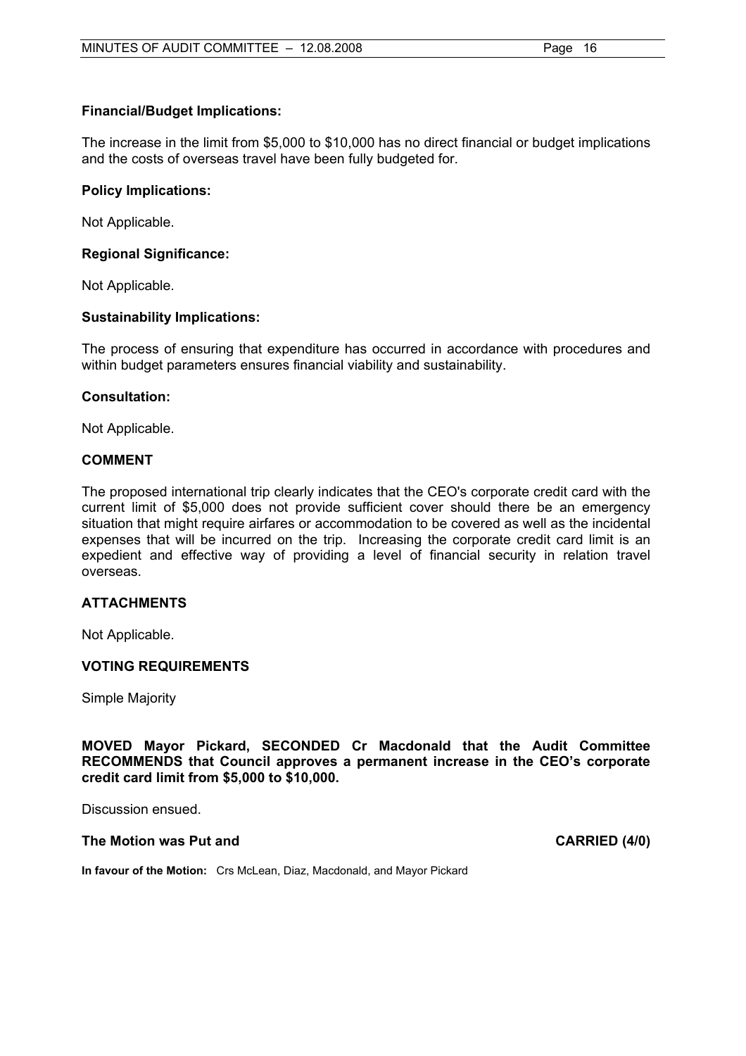**Financial/Budget Implications:**

The increase in the limit from $5,000 to $10,000 has no direct financial or budget implications and the costs of overseas travel have been fully budgeted for.

**Policy Implications:**

Not Applicable.

**Regional Significance:**

Not Applicable.

**Sustainability Implications:**

The process of ensuring that expenditure has occurred in accordance with procedures and within budget parameters ensures financial viability and sustainability.

**Consultation:**

Not Applicable.

**COMMENT**

The proposed international trip clearly indicates that the CEO's corporate credit card with the current limit of $5,000 does not provide sufficient cover should there be an emergency situation that might require airfares or accommodation to be covered as well as the incidental expenses that will be incurred on the trip. Increasing the corporate credit card limit is an expedient and effective way of providing a level of financial security in relation travel overseas.

**ATTACHMENTS**

Not Applicable.

**VOTING REQUIREMENTS**

Simple Majority

**MOVED Mayor Pickard, SECONDED Cr Macdonald that the Audit Committee RECOMMENDS that Council approves a permanent increase in the CEO's corporate credit card limit from $5,000 to $10,000.**

Discussion ensued.

**The Motion was Put and CARRIED (4/0)**

**In favour of the Motion:** Crs McLean, Diaz, Macdonald, and Mayor Pickard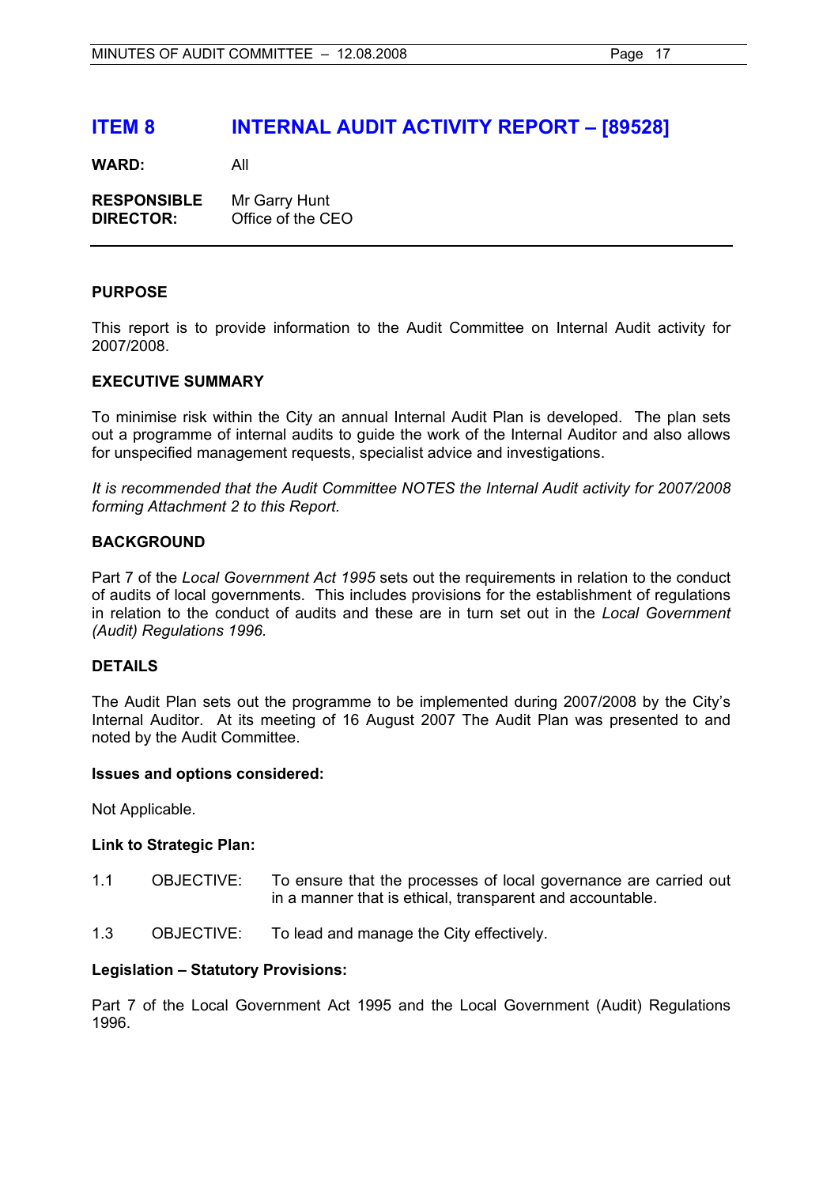# ITEM 8 INTERNAL AUDIT ACTIVITY REPORT – [89528]

**WARD:** All

**RESPONSIBLE DIRECTOR:** Mr Garry Hunt
Office of the CEO

---

### PURPOSE

This report is to provide information to the Audit Committee on Internal Audit activity for 2007/2008.

### EXECUTIVE SUMMARY

To minimise risk within the City an annual Internal Audit Plan is developed. The plan sets out a programme of internal audits to guide the work of the Internal Auditor and also allows for unspecified management requests, specialist advice and investigations.

*It is recommended that the Audit Committee NOTES the Internal Audit activity for 2007/2008 forming Attachment 2 to this Report.*

### BACKGROUND

Part 7 of the *Local Government Act 1995* sets out the requirements in relation to the conduct of audits of local governments. This includes provisions for the establishment of regulations in relation to the conduct of audits and these are in turn set out in the *Local Government (Audit) Regulations 1996.*

### DETAILS

The Audit Plan sets out the programme to be implemented during 2007/2008 by the City's Internal Auditor. At its meeting of 16 August 2007 The Audit Plan was presented to and noted by the Audit Committee.

**Issues and options considered:**

Not Applicable.

**Link to Strategic Plan:**

1.1 OBJECTIVE: To ensure that the processes of local governance are carried out in a manner that is ethical, transparent and accountable.

1.3 OBJECTIVE: To lead and manage the City effectively.

**Legislation – Statutory Provisions:**

Part 7 of the Local Government Act 1995 and the Local Government (Audit) Regulations 1996.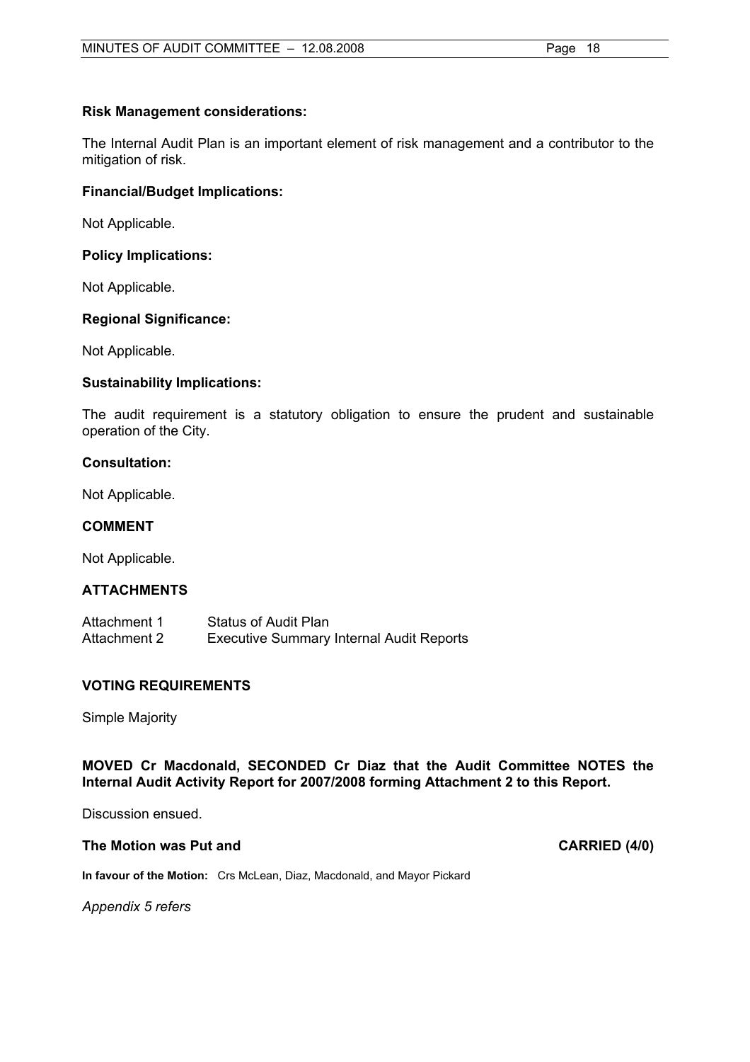**Risk Management considerations:**

The Internal Audit Plan is an important element of risk management and a contributor to the mitigation of risk.

**Financial/Budget Implications:**

Not Applicable.

**Policy Implications:**

Not Applicable.

**Regional Significance:**

Not Applicable.

**Sustainability Implications:**

The audit requirement is a statutory obligation to ensure the prudent and sustainable operation of the City.

**Consultation:**

Not Applicable.

**COMMENT**

Not Applicable.

**ATTACHMENTS**

| | |
|---|---|
| Attachment 1 | Status of Audit Plan |
| Attachment 2 | Executive Summary Internal Audit Reports |

**VOTING REQUIREMENTS**

Simple Majority

**MOVED Cr Macdonald, SECONDED Cr Diaz that the Audit Committee NOTES the Internal Audit Activity Report for 2007/2008 forming Attachment 2 to this Report.**

Discussion ensued.

**The Motion was Put and CARRIED (4/0)**

**In favour of the Motion:** Crs McLean, Diaz, Macdonald, and Mayor Pickard

*Appendix 5 refers*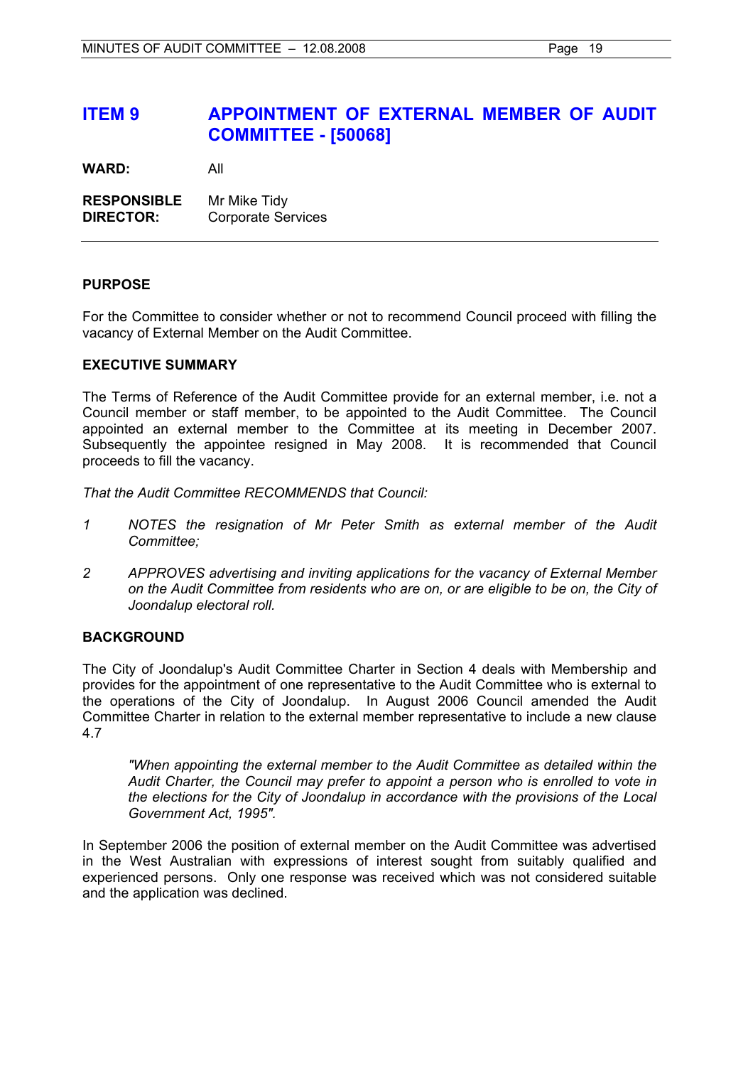## ITEM 9 APPOINTMENT OF EXTERNAL MEMBER OF AUDIT COMMITTEE - [50068]

**WARD:** All

**RESPONSIBLE DIRECTOR:** Mr Mike Tidy
Corporate Services

---

### PURPOSE

For the Committee to consider whether or not to recommend Council proceed with filling the vacancy of External Member on the Audit Committee.

### EXECUTIVE SUMMARY

The Terms of Reference of the Audit Committee provide for an external member, i.e. not a Council member or staff member, to be appointed to the Audit Committee. The Council appointed an external member to the Committee at its meeting in December 2007. Subsequently the appointee resigned in May 2008. It is recommended that Council proceeds to fill the vacancy.

*That the Audit Committee RECOMMENDS that Council:*

*1 NOTES the resignation of Mr Peter Smith as external member of the Audit Committee;*

*2 APPROVES advertising and inviting applications for the vacancy of External Member on the Audit Committee from residents who are on, or are eligible to be on, the City of Joondalup electoral roll.*

### BACKGROUND

The City of Joondalup's Audit Committee Charter in Section 4 deals with Membership and provides for the appointment of one representative to the Audit Committee who is external to the operations of the City of Joondalup. In August 2006 Council amended the Audit Committee Charter in relation to the external member representative to include a new clause 4.7

> *"When appointing the external member to the Audit Committee as detailed within the Audit Charter, the Council may prefer to appoint a person who is enrolled to vote in the elections for the City of Joondalup in accordance with the provisions of the Local Government Act, 1995".*

In September 2006 the position of external member on the Audit Committee was advertised in the West Australian with expressions of interest sought from suitably qualified and experienced persons. Only one response was received which was not considered suitable and the application was declined.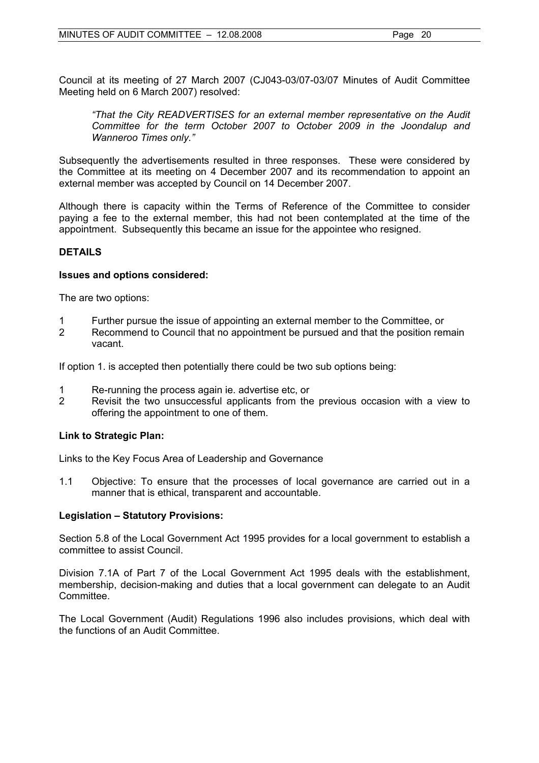Council at its meeting of 27 March 2007 (CJ043-03/07-03/07 Minutes of Audit Committee Meeting held on 6 March 2007) resolved:

> *"That the City READVERTISES for an external member representative on the Audit Committee for the term October 2007 to October 2009 in the Joondalup and Wanneroo Times only."*

Subsequently the advertisements resulted in three responses. These were considered by the Committee at its meeting on 4 December 2007 and its recommendation to appoint an external member was accepted by Council on 14 December 2007.

Although there is capacity within the Terms of Reference of the Committee to consider paying a fee to the external member, this had not been contemplated at the time of the appointment. Subsequently this became an issue for the appointee who resigned.

## DETAILS

### Issues and options considered:

The are two options:

1. Further pursue the issue of appointing an external member to the Committee, or
2. Recommend to Council that no appointment be pursued and that the position remain vacant.

If option 1. is accepted then potentially there could be two sub options being:

1. Re-running the process again ie. advertise etc, or
2. Revisit the two unsuccessful applicants from the previous occasion with a view to offering the appointment to one of them.

### Link to Strategic Plan:

Links to the Key Focus Area of Leadership and Governance

1.1 Objective: To ensure that the processes of local governance are carried out in a manner that is ethical, transparent and accountable.

### Legislation – Statutory Provisions:

Section 5.8 of the Local Government Act 1995 provides for a local government to establish a committee to assist Council.

Division 7.1A of Part 7 of the Local Government Act 1995 deals with the establishment, membership, decision-making and duties that a local government can delegate to an Audit Committee.

The Local Government (Audit) Regulations 1996 also includes provisions, which deal with the functions of an Audit Committee.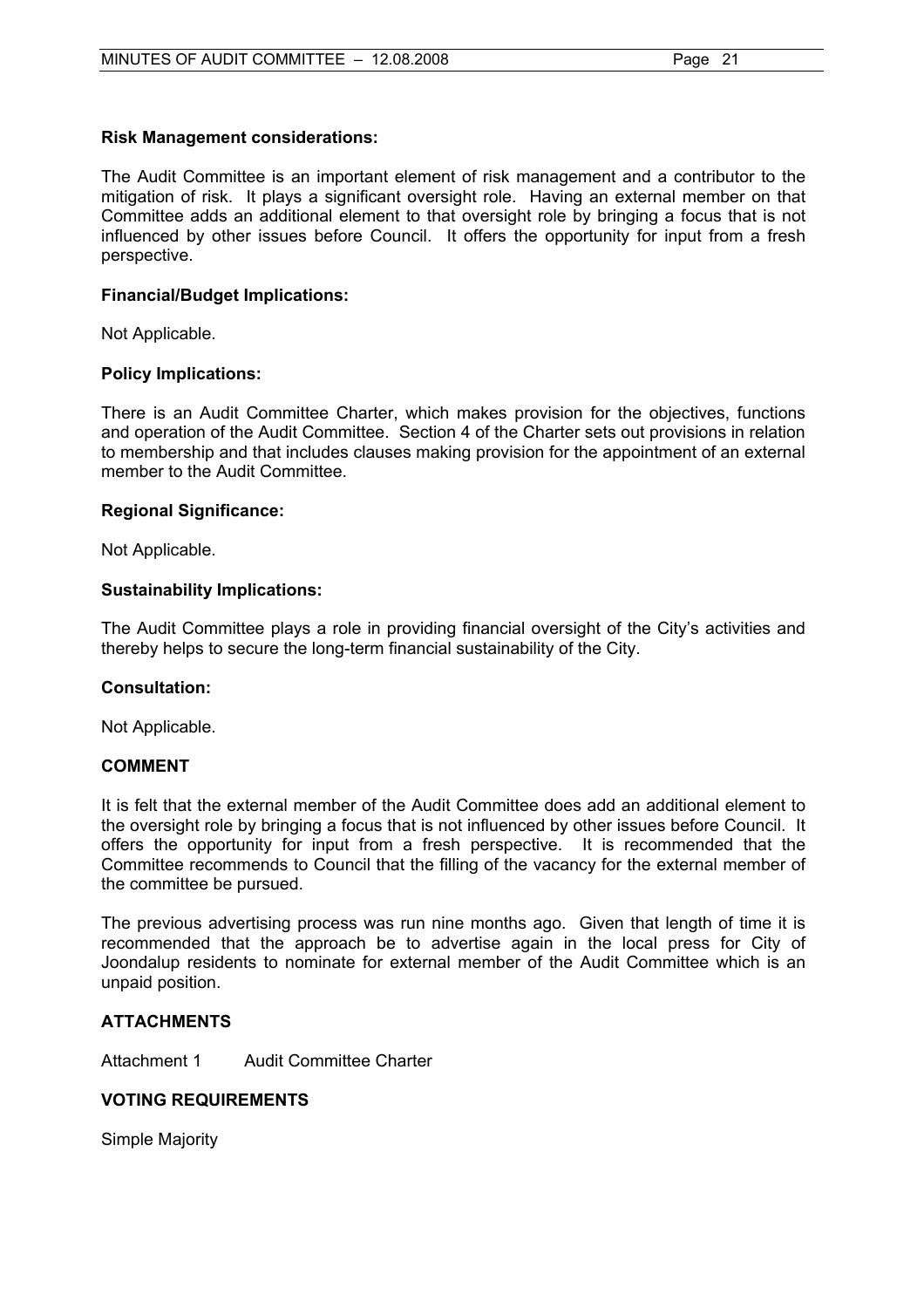### Risk Management considerations:

The Audit Committee is an important element of risk management and a contributor to the mitigation of risk. It plays a significant oversight role. Having an external member on that Committee adds an additional element to that oversight role by bringing a focus that is not influenced by other issues before Council. It offers the opportunity for input from a fresh perspective.

### Financial/Budget Implications:

Not Applicable.

### Policy Implications:

There is an Audit Committee Charter, which makes provision for the objectives, functions and operation of the Audit Committee. Section 4 of the Charter sets out provisions in relation to membership and that includes clauses making provision for the appointment of an external member to the Audit Committee.

### Regional Significance:

Not Applicable.

### Sustainability Implications:

The Audit Committee plays a role in providing financial oversight of the City's activities and thereby helps to secure the long-term financial sustainability of the City.

### Consultation:

Not Applicable.

## COMMENT

It is felt that the external member of the Audit Committee does add an additional element to the oversight role by bringing a focus that is not influenced by other issues before Council. It offers the opportunity for input from a fresh perspective. It is recommended that the Committee recommends to Council that the filling of the vacancy for the external member of the committee be pursued.

The previous advertising process was run nine months ago. Given that length of time it is recommended that the approach be to advertise again in the local press for City of Joondalup residents to nominate for external member of the Audit Committee which is an unpaid position.

## ATTACHMENTS

Attachment 1 Audit Committee Charter

## VOTING REQUIREMENTS

Simple Majority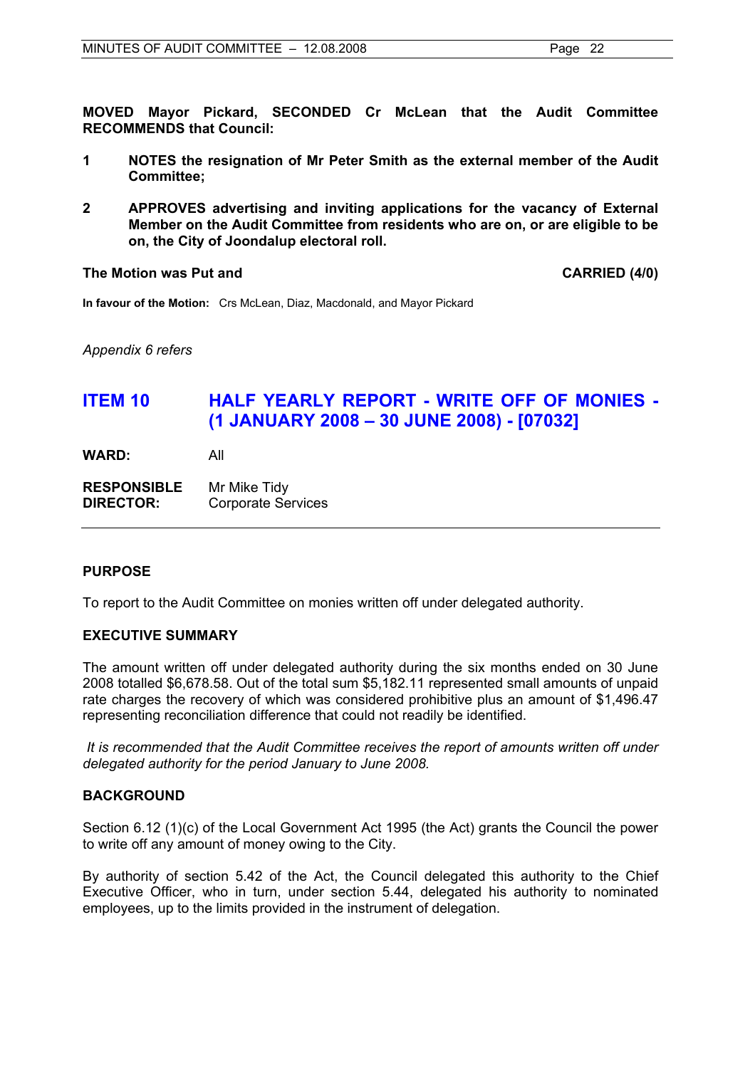**MOVED Mayor Pickard, SECONDED Cr McLean that the Audit Committee RECOMMENDS that Council:**

1. **NOTES the resignation of Mr Peter Smith as the external member of the Audit Committee;**
2. **APPROVES advertising and inviting applications for the vacancy of External Member on the Audit Committee from residents who are on, or are eligible to be on, the City of Joondalup electoral roll.**

**The Motion was Put and CARRIED (4/0)**

**In favour of the Motion:** Crs McLean, Diaz, Macdonald, and Mayor Pickard

*Appendix 6 refers*

## ITEM 10 HALF YEARLY REPORT - WRITE OFF OF MONIES - (1 JANUARY 2008 – 30 JUNE 2008) - [07032]

**WARD:** All

**RESPONSIBLE DIRECTOR:** Mr Mike Tidy, Corporate Services

### PURPOSE

To report to the Audit Committee on monies written off under delegated authority.

### EXECUTIVE SUMMARY

The amount written off under delegated authority during the six months ended on 30 June 2008 totalled $6,678.58. Out of the total sum $5,182.11 represented small amounts of unpaid rate charges the recovery of which was considered prohibitive plus an amount of $1,496.47 representing reconciliation difference that could not readily be identified.

*It is recommended that the Audit Committee receives the report of amounts written off under delegated authority for the period January to June 2008.*

### BACKGROUND

Section 6.12 (1)(c) of the Local Government Act 1995 (the Act) grants the Council the power to write off any amount of money owing to the City.

By authority of section 5.42 of the Act, the Council delegated this authority to the Chief Executive Officer, who in turn, under section 5.44, delegated his authority to nominated employees, up to the limits provided in the instrument of delegation.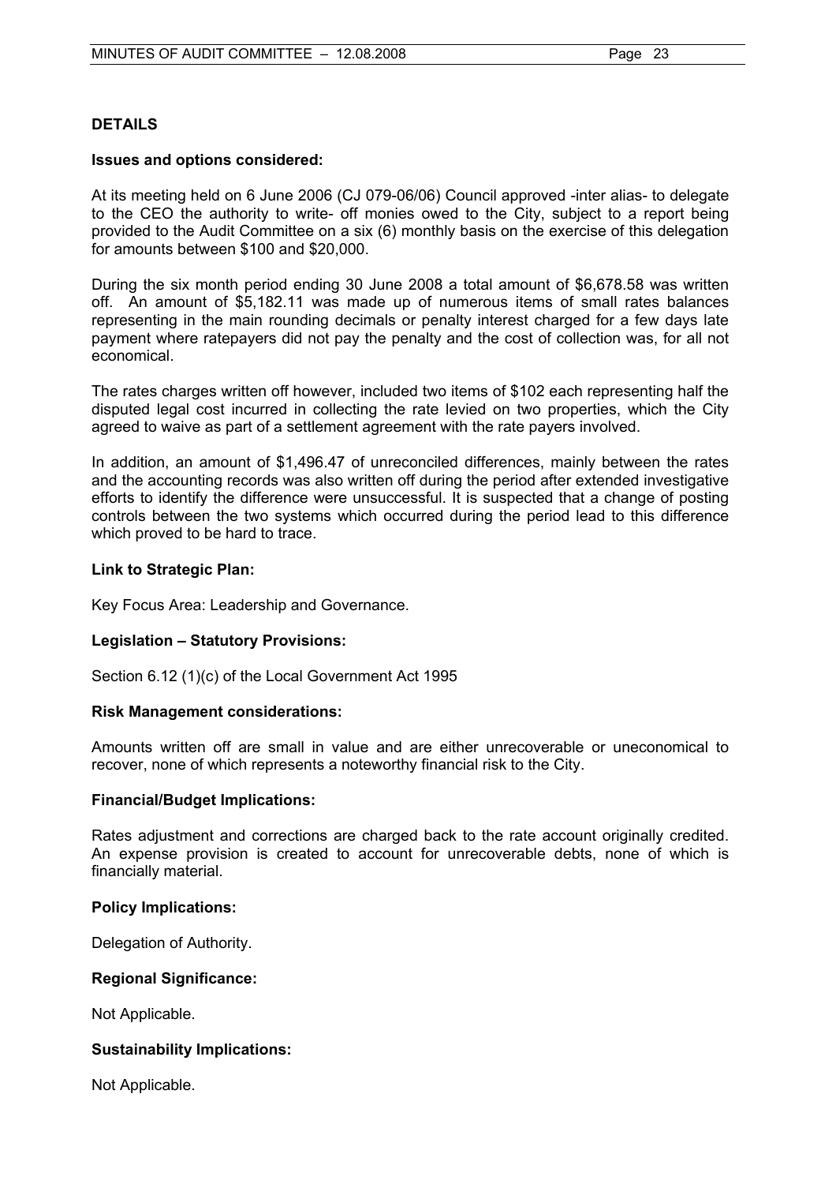## DETAILS

### Issues and options considered:

At its meeting held on 6 June 2006 (CJ 079-06/06) Council approved -inter alias- to delegate to the CEO the authority to write- off monies owed to the City, subject to a report being provided to the Audit Committee on a six (6) monthly basis on the exercise of this delegation for amounts between $100 and $20,000.

During the six month period ending 30 June 2008 a total amount of $6,678.58 was written off. An amount of $5,182.11 was made up of numerous items of small rates balances representing in the main rounding decimals or penalty interest charged for a few days late payment where ratepayers did not pay the penalty and the cost of collection was, for all not economical.

The rates charges written off however, included two items of $102 each representing half the disputed legal cost incurred in collecting the rate levied on two properties, which the City agreed to waive as part of a settlement agreement with the rate payers involved.

In addition, an amount of $1,496.47 of unreconciled differences, mainly between the rates and the accounting records was also written off during the period after extended investigative efforts to identify the difference were unsuccessful. It is suspected that a change of posting controls between the two systems which occurred during the period lead to this difference which proved to be hard to trace.

### Link to Strategic Plan:

Key Focus Area: Leadership and Governance.

### Legislation – Statutory Provisions:

Section 6.12 (1)(c) of the Local Government Act 1995

### Risk Management considerations:

Amounts written off are small in value and are either unrecoverable or uneconomical to recover, none of which represents a noteworthy financial risk to the City.

### Financial/Budget Implications:

Rates adjustment and corrections are charged back to the rate account originally credited. An expense provision is created to account for unrecoverable debts, none of which is financially material.

### Policy Implications:

Delegation of Authority.

### Regional Significance:

Not Applicable.

### Sustainability Implications:

Not Applicable.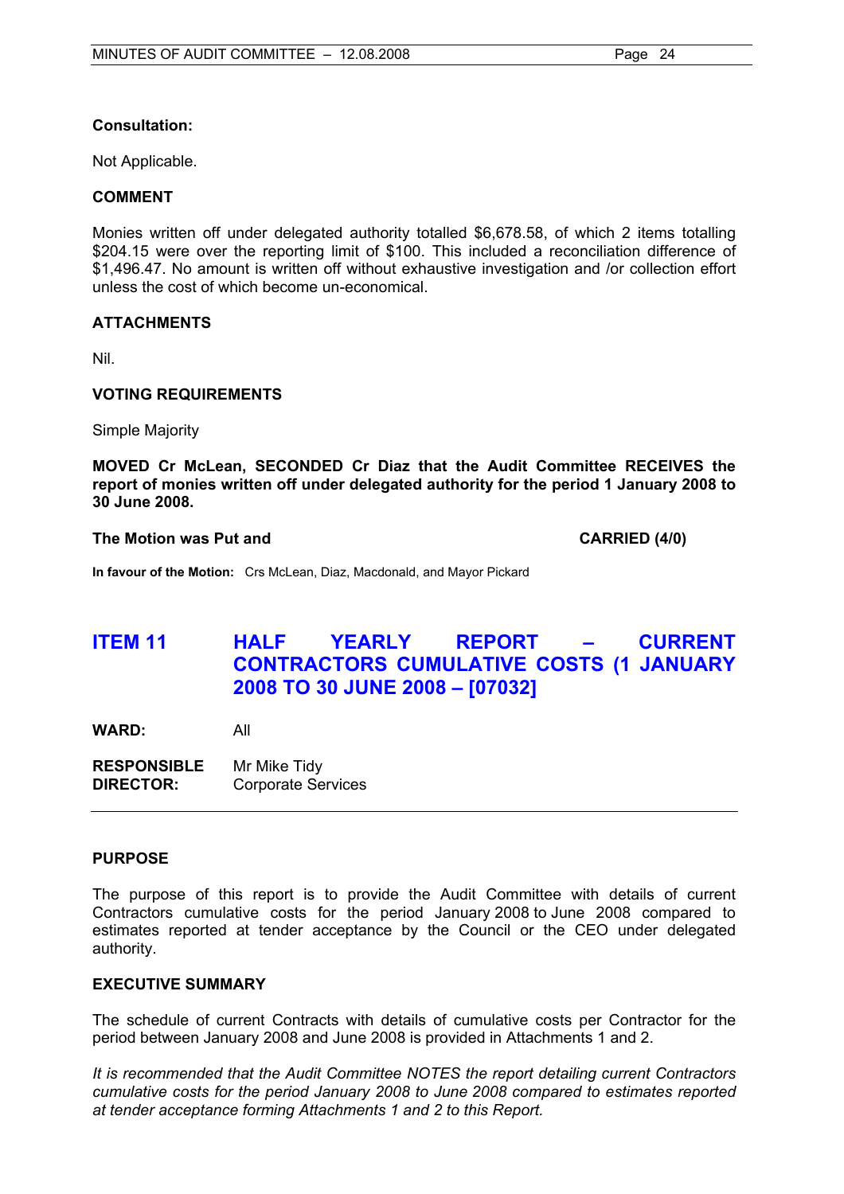**Consultation:**

Not Applicable.

**COMMENT**

Monies written off under delegated authority totalled $6,678.58, of which 2 items totalling $204.15 were over the reporting limit of $100. This included a reconciliation difference of $1,496.47. No amount is written off without exhaustive investigation and /or collection effort unless the cost of which become un-economical.

**ATTACHMENTS**

Nil.

**VOTING REQUIREMENTS**

Simple Majority

**MOVED Cr McLean, SECONDED Cr Diaz that the Audit Committee RECEIVES the report of monies written off under delegated authority for the period 1 January 2008 to 30 June 2008.**

**The Motion was Put and CARRIED (4/0)**

**In favour of the Motion:** Crs McLean, Diaz, Macdonald, and Mayor Pickard

## ITEM 11 HALF YEARLY REPORT – CURRENT CONTRACTORS CUMULATIVE COSTS (1 JANUARY 2008 TO 30 JUNE 2008 – [07032]

**WARD:** All

**RESPONSIBLE DIRECTOR:** Mr Mike Tidy
Corporate Services

**PURPOSE**

The purpose of this report is to provide the Audit Committee with details of current Contractors cumulative costs for the period January 2008 to June 2008 compared to estimates reported at tender acceptance by the Council or the CEO under delegated authority.

**EXECUTIVE SUMMARY**

The schedule of current Contracts with details of cumulative costs per Contractor for the period between January 2008 and June 2008 is provided in Attachments 1 and 2.

*It is recommended that the Audit Committee NOTES the report detailing current Contractors cumulative costs for the period January 2008 to June 2008 compared to estimates reported at tender acceptance forming Attachments 1 and 2 to this Report.*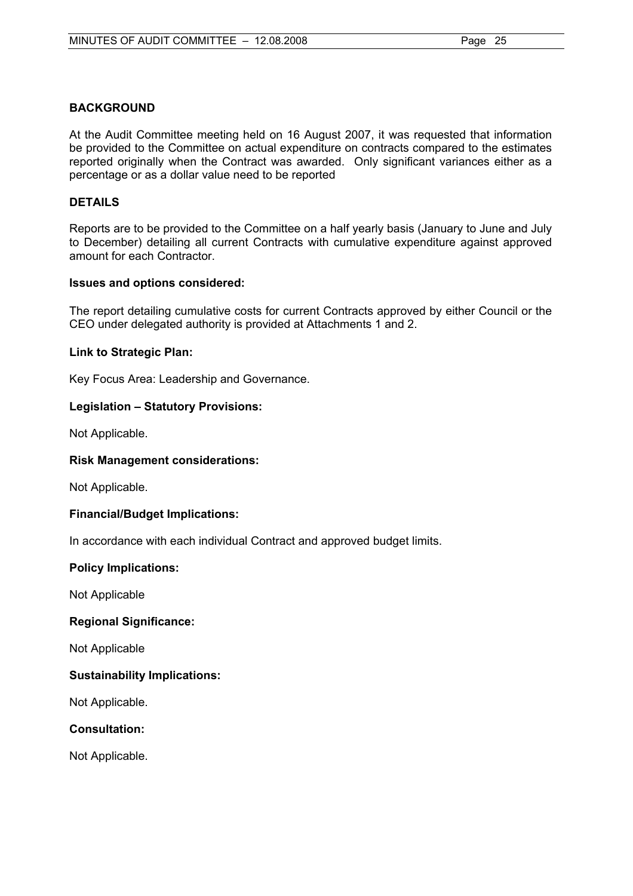## BACKGROUND

At the Audit Committee meeting held on 16 August 2007, it was requested that information be provided to the Committee on actual expenditure on contracts compared to the estimates reported originally when the Contract was awarded. Only significant variances either as a percentage or as a dollar value need to be reported

## DETAILS

Reports are to be provided to the Committee on a half yearly basis (January to June and July to December) detailing all current Contracts with cumulative expenditure against approved amount for each Contractor.

### Issues and options considered:

The report detailing cumulative costs for current Contracts approved by either Council or the CEO under delegated authority is provided at Attachments 1 and 2.

### Link to Strategic Plan:

Key Focus Area: Leadership and Governance.

### Legislation – Statutory Provisions:

Not Applicable.

### Risk Management considerations:

Not Applicable.

### Financial/Budget Implications:

In accordance with each individual Contract and approved budget limits.

### Policy Implications:

Not Applicable

### Regional Significance:

Not Applicable

### Sustainability Implications:

Not Applicable.

### Consultation:

Not Applicable.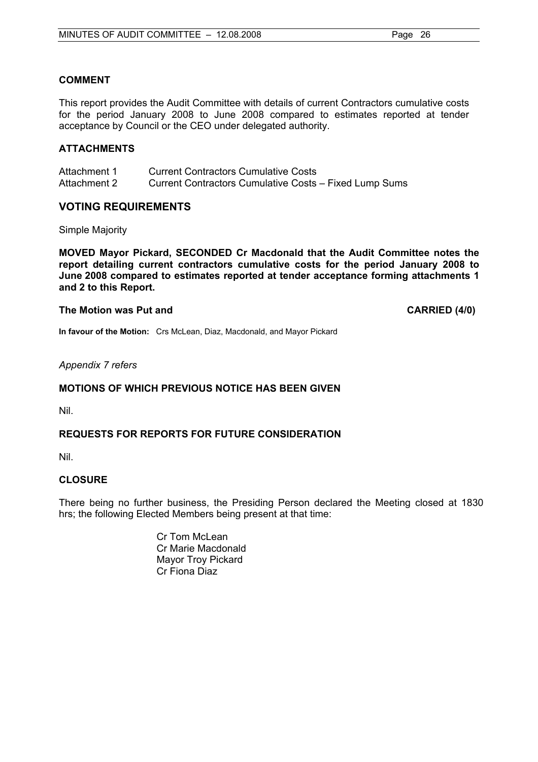## COMMENT

This report provides the Audit Committee with details of current Contractors cumulative costs for the period January 2008 to June 2008 compared to estimates reported at tender acceptance by Council or the CEO under delegated authority.

## ATTACHMENTS

| | |
|---|---|
| Attachment 1 | Current Contractors Cumulative Costs |
| Attachment 2 | Current Contractors Cumulative Costs – Fixed Lump Sums |

## VOTING REQUIREMENTS

Simple Majority

**MOVED Mayor Pickard, SECONDED Cr Macdonald that the Audit Committee notes the report detailing current contractors cumulative costs for the period January 2008 to June 2008 compared to estimates reported at tender acceptance forming attachments 1 and 2 to this Report.**

**The Motion was Put and CARRIED (4/0)**

**In favour of the Motion:** Crs McLean, Diaz, Macdonald, and Mayor Pickard

*Appendix 7 refers*

## MOTIONS OF WHICH PREVIOUS NOTICE HAS BEEN GIVEN

Nil.

## REQUESTS FOR REPORTS FOR FUTURE CONSIDERATION

Nil.

## CLOSURE

There being no further business, the Presiding Person declared the Meeting closed at 1830 hrs; the following Elected Members being present at that time:

Cr Tom McLean
Cr Marie Macdonald
Mayor Troy Pickard
Cr Fiona Diaz